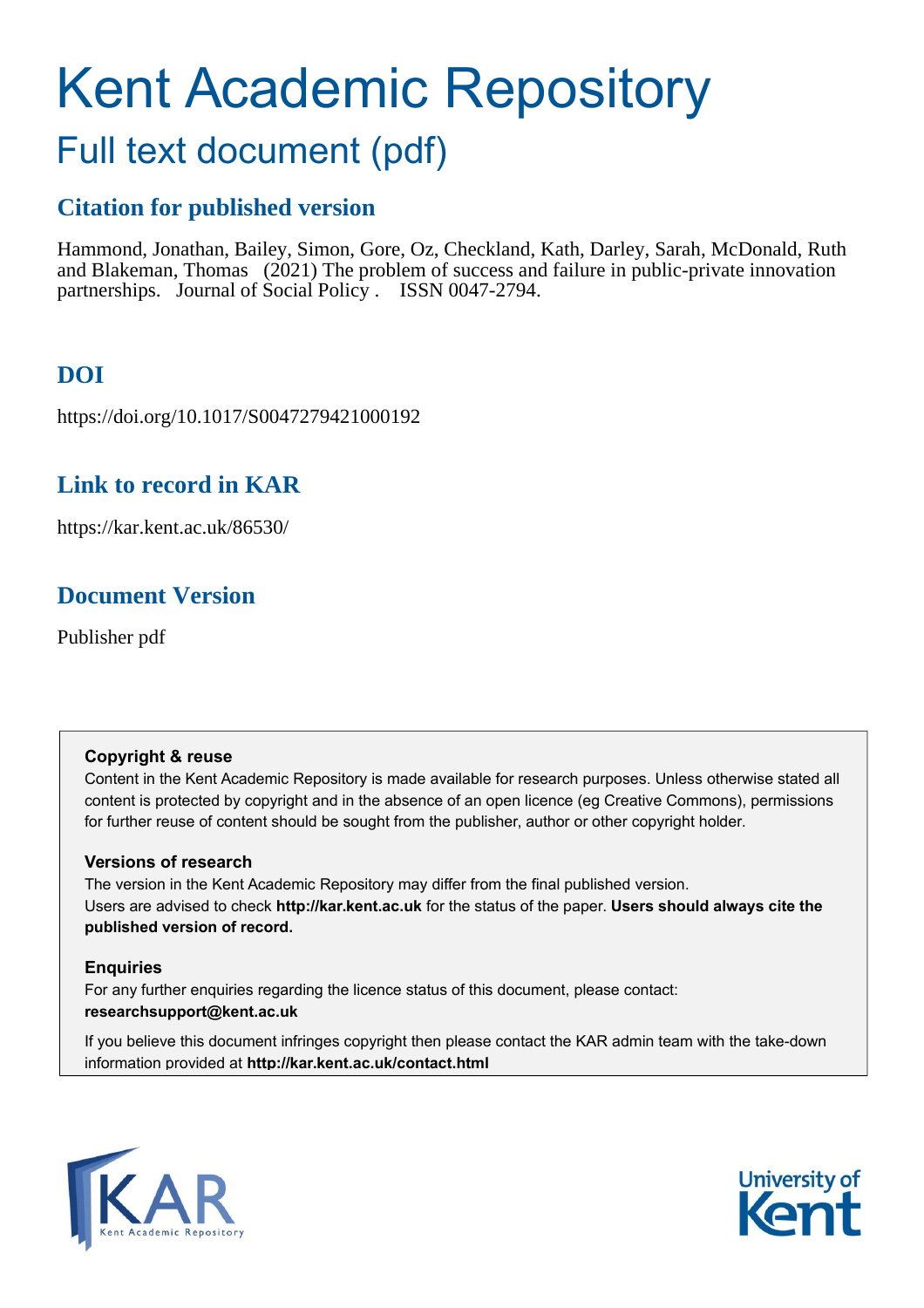# Kent Academic Repository

## Full text document (pdf)

### Citation for published version

Hammond, Jonathan, Bailey, Simon, Gore, Oz, Checkland, Kath, Darley, Sarah, McDonald, Ruth and Blakeman, Thomas (2021) The problem of success and failure in public-private innovation partnerships. Journal of Social Policy . ISSN 0047-2794.

### DOI

https://doi.org/10.1017/S0047279421000192

### Link to record in KAR

https://kar.kent.ac.uk/86530/

### Document Version

Publisher pdf

**Copyright & reuse**

Content in the Kent Academic Repository is made available for research purposes. Unless otherwise stated all content is protected by copyright and in the absence of an open licence (eg Creative Commons), permissions for further reuse of content should be sought from the publisher, author or other copyright holder.

**Versions of research**

The version in the Kent Academic Repository may differ from the final published version. Users are advised to check **http://kar.kent.ac.uk** for the status of the paper. **Users should always cite the published version of record.**

**Enquiries**

For any further enquiries regarding the licence status of this document, please contact: **researchsupport@kent.ac.uk**

If you believe this document infringes copyright then please contact the KAR admin team with the take-down information provided at **http://kar.kent.ac.uk/contact.html**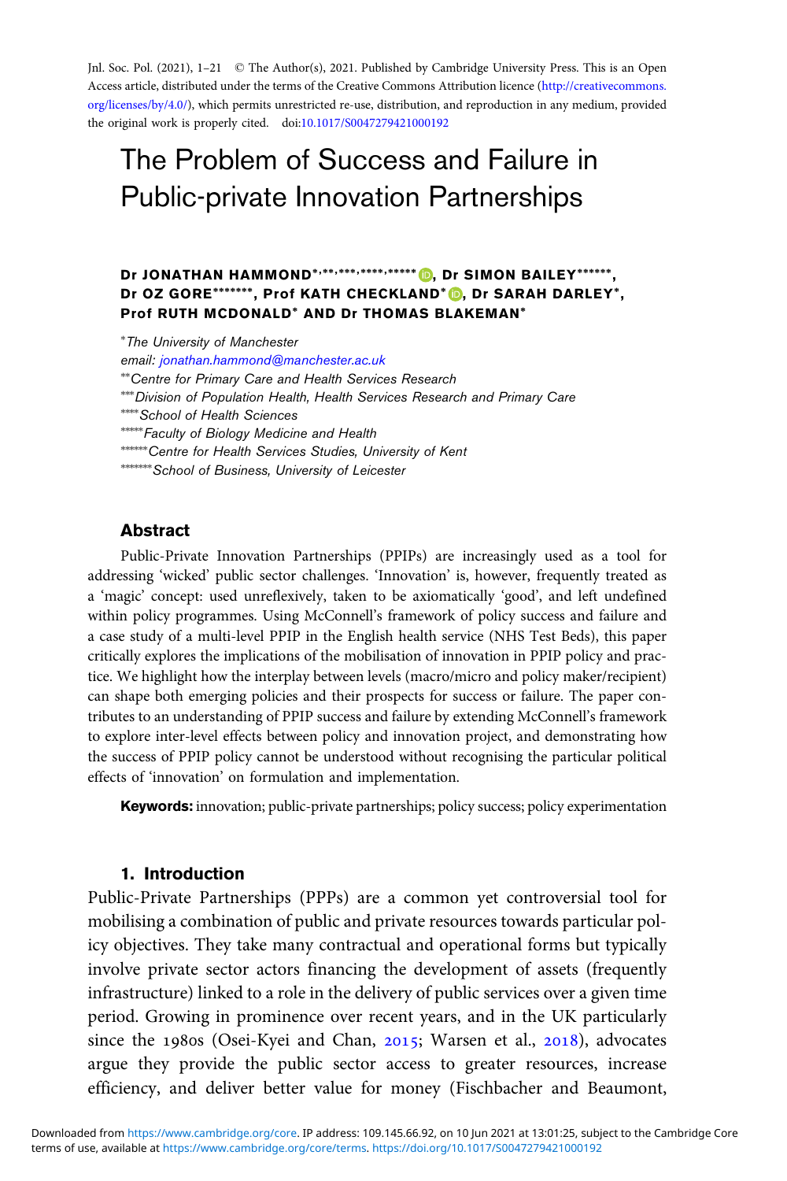Jnl. Soc. Pol. (2021), 1–21 © The Author(s), 2021. Published by Cambridge University Press. This is an Open Access article, distributed under the terms of the Creative Commons Attribution licence (http://creativecommons.org/licenses/by/4.0/), which permits unrestricted re-use, distribution, and reproduction in any medium, provided the original work is properly cited. doi:10.1017/S0047279421000192

# The Problem of Success and Failure in Public-private Innovation Partnerships

**Dr JONATHAN HAMMOND[*,**,***,****,*****], Dr SIMON BAILEY[******], Dr OZ GORE[*******], Prof KATH CHECKLAND[*], Dr SARAH DARLEY[*], Prof RUTH MCDONALD[*] AND Dr THOMAS BLAKEMAN[*]**

[*] *The University of Manchester*
*email: jonathan.hammond@manchester.ac.uk*
[**] *Centre for Primary Care and Health Services Research*
[***] *Division of Population Health, Health Services Research and Primary Care*
[****] *School of Health Sciences*
[*****] *Faculty of Biology Medicine and Health*
[******] *Centre for Health Services Studies, University of Kent*
[*******] *School of Business, University of Leicester*

## Abstract

Public-Private Innovation Partnerships (PPIPs) are increasingly used as a tool for addressing 'wicked' public sector challenges. 'Innovation' is, however, frequently treated as a 'magic' concept: used unreflexively, taken to be axiomatically 'good', and left undefined within policy programmes. Using McConnell's framework of policy success and failure and a case study of a multi-level PPIP in the English health service (NHS Test Beds), this paper critically explores the implications of the mobilisation of innovation in PPIP policy and practice. We highlight how the interplay between levels (macro/micro and policy maker/recipient) can shape both emerging policies and their prospects for success or failure. The paper contributes to an understanding of PPIP success and failure by extending McConnell's framework to explore inter-level effects between policy and innovation project, and demonstrating how the success of PPIP policy cannot be understood without recognising the particular political effects of 'innovation' on formulation and implementation.

**Keywords:** innovation; public-private partnerships; policy success; policy experimentation

## 1. Introduction

Public-Private Partnerships (PPPs) are a common yet controversial tool for mobilising a combination of public and private resources towards particular policy objectives. They take many contractual and operational forms but typically involve private sector actors financing the development of assets (frequently infrastructure) linked to a role in the delivery of public services over a given time period. Growing in prominence over recent years, and in the UK particularly since the 1980s (Osei-Kyei and Chan, 2015; Warsen et al., 2018), advocates argue they provide the public sector access to greater resources, increase efficiency, and deliver better value for money (Fischbacher and Beaumont,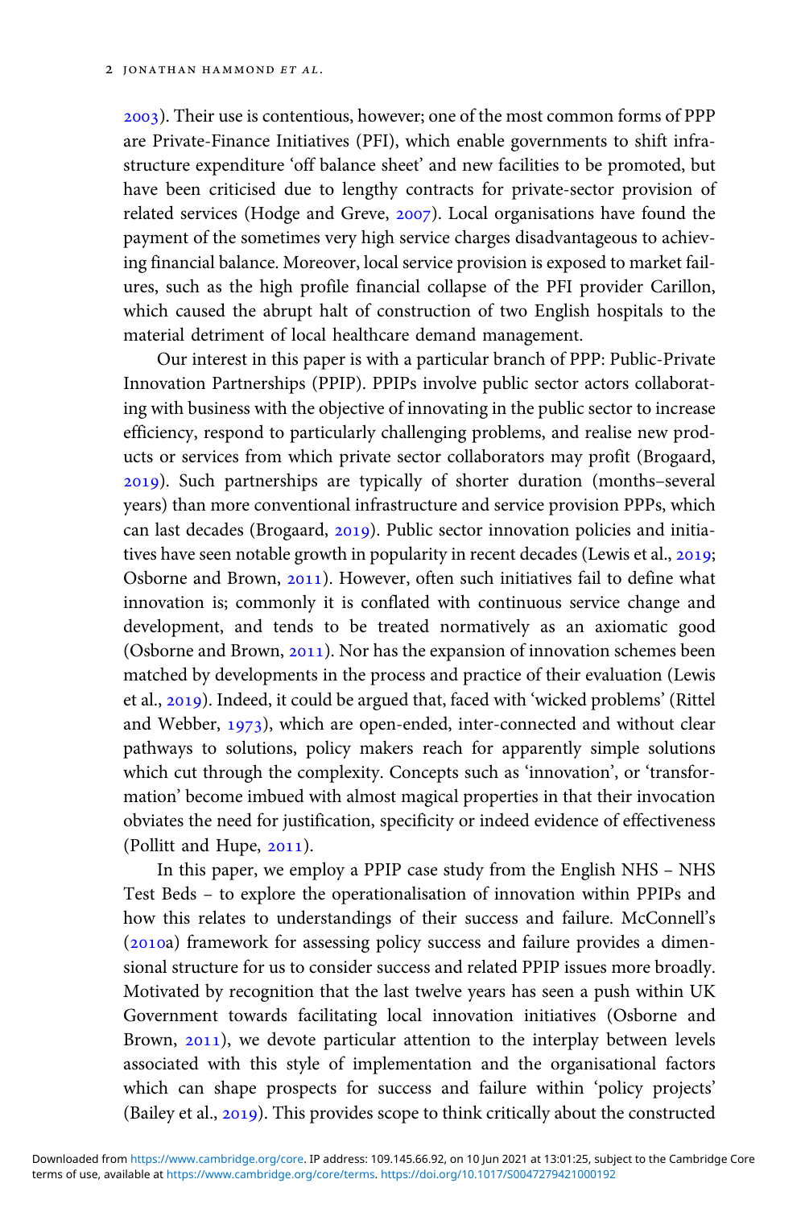2003). Their use is contentious, however; one of the most common forms of PPP are Private-Finance Initiatives (PFI), which enable governments to shift infrastructure expenditure 'off balance sheet' and new facilities to be promoted, but have been criticised due to lengthy contracts for private-sector provision of related services (Hodge and Greve, 2007). Local organisations have found the payment of the sometimes very high service charges disadvantageous to achieving financial balance. Moreover, local service provision is exposed to market failures, such as the high profile financial collapse of the PFI provider Carillon, which caused the abrupt halt of construction of two English hospitals to the material detriment of local healthcare demand management.

Our interest in this paper is with a particular branch of PPP: Public-Private Innovation Partnerships (PPIP). PPIPs involve public sector actors collaborating with business with the objective of innovating in the public sector to increase efficiency, respond to particularly challenging problems, and realise new products or services from which private sector collaborators may profit (Brogaard, 2019). Such partnerships are typically of shorter duration (months–several years) than more conventional infrastructure and service provision PPPs, which can last decades (Brogaard, 2019). Public sector innovation policies and initiatives have seen notable growth in popularity in recent decades (Lewis et al., 2019; Osborne and Brown, 2011). However, often such initiatives fail to define what innovation is; commonly it is conflated with continuous service change and development, and tends to be treated normatively as an axiomatic good (Osborne and Brown, 2011). Nor has the expansion of innovation schemes been matched by developments in the process and practice of their evaluation (Lewis et al., 2019). Indeed, it could be argued that, faced with 'wicked problems' (Rittel and Webber, 1973), which are open-ended, inter-connected and without clear pathways to solutions, policy makers reach for apparently simple solutions which cut through the complexity. Concepts such as 'innovation', or 'transformation' become imbued with almost magical properties in that their invocation obviates the need for justification, specificity or indeed evidence of effectiveness (Pollitt and Hupe, 2011).

In this paper, we employ a PPIP case study from the English NHS – NHS Test Beds – to explore the operationalisation of innovation within PPIPs and how this relates to understandings of their success and failure. McConnell's (2010a) framework for assessing policy success and failure provides a dimensional structure for us to consider success and related PPIP issues more broadly. Motivated by recognition that the last twelve years has seen a push within UK Government towards facilitating local innovation initiatives (Osborne and Brown, 2011), we devote particular attention to the interplay between levels associated with this style of implementation and the organisational factors which can shape prospects for success and failure within 'policy projects' (Bailey et al., 2019). This provides scope to think critically about the constructed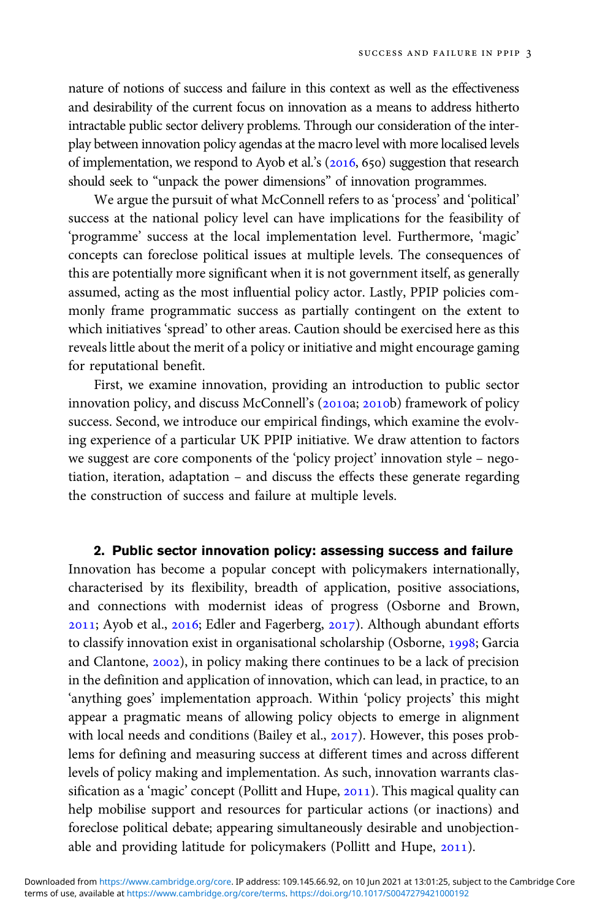nature of notions of success and failure in this context as well as the effectiveness and desirability of the current focus on innovation as a means to address hitherto intractable public sector delivery problems. Through our consideration of the interplay between innovation policy agendas at the macro level with more localised levels of implementation, we respond to Ayob et al.'s (2016, 650) suggestion that research should seek to "unpack the power dimensions" of innovation programmes.

We argue the pursuit of what McConnell refers to as 'process' and 'political' success at the national policy level can have implications for the feasibility of 'programme' success at the local implementation level. Furthermore, 'magic' concepts can foreclose political issues at multiple levels. The consequences of this are potentially more significant when it is not government itself, as generally assumed, acting as the most influential policy actor. Lastly, PPIP policies commonly frame programmatic success as partially contingent on the extent to which initiatives 'spread' to other areas. Caution should be exercised here as this reveals little about the merit of a policy or initiative and might encourage gaming for reputational benefit.

First, we examine innovation, providing an introduction to public sector innovation policy, and discuss McConnell's (2010a; 2010b) framework of policy success. Second, we introduce our empirical findings, which examine the evolving experience of a particular UK PPIP initiative. We draw attention to factors we suggest are core components of the 'policy project' innovation style – negotiation, iteration, adaptation – and discuss the effects these generate regarding the construction of success and failure at multiple levels.

## 2. Public sector innovation policy: assessing success and failure

Innovation has become a popular concept with policymakers internationally, characterised by its flexibility, breadth of application, positive associations, and connections with modernist ideas of progress (Osborne and Brown, 2011; Ayob et al., 2016; Edler and Fagerberg, 2017). Although abundant efforts to classify innovation exist in organisational scholarship (Osborne, 1998; Garcia and Clantone, 2002), in policy making there continues to be a lack of precision in the definition and application of innovation, which can lead, in practice, to an 'anything goes' implementation approach. Within 'policy projects' this might appear a pragmatic means of allowing policy objects to emerge in alignment with local needs and conditions (Bailey et al., 2017). However, this poses problems for defining and measuring success at different times and across different levels of policy making and implementation. As such, innovation warrants classification as a 'magic' concept (Pollitt and Hupe, 2011). This magical quality can help mobilise support and resources for particular actions (or inactions) and foreclose political debate; appearing simultaneously desirable and unobjectionable and providing latitude for policymakers (Pollitt and Hupe, 2011).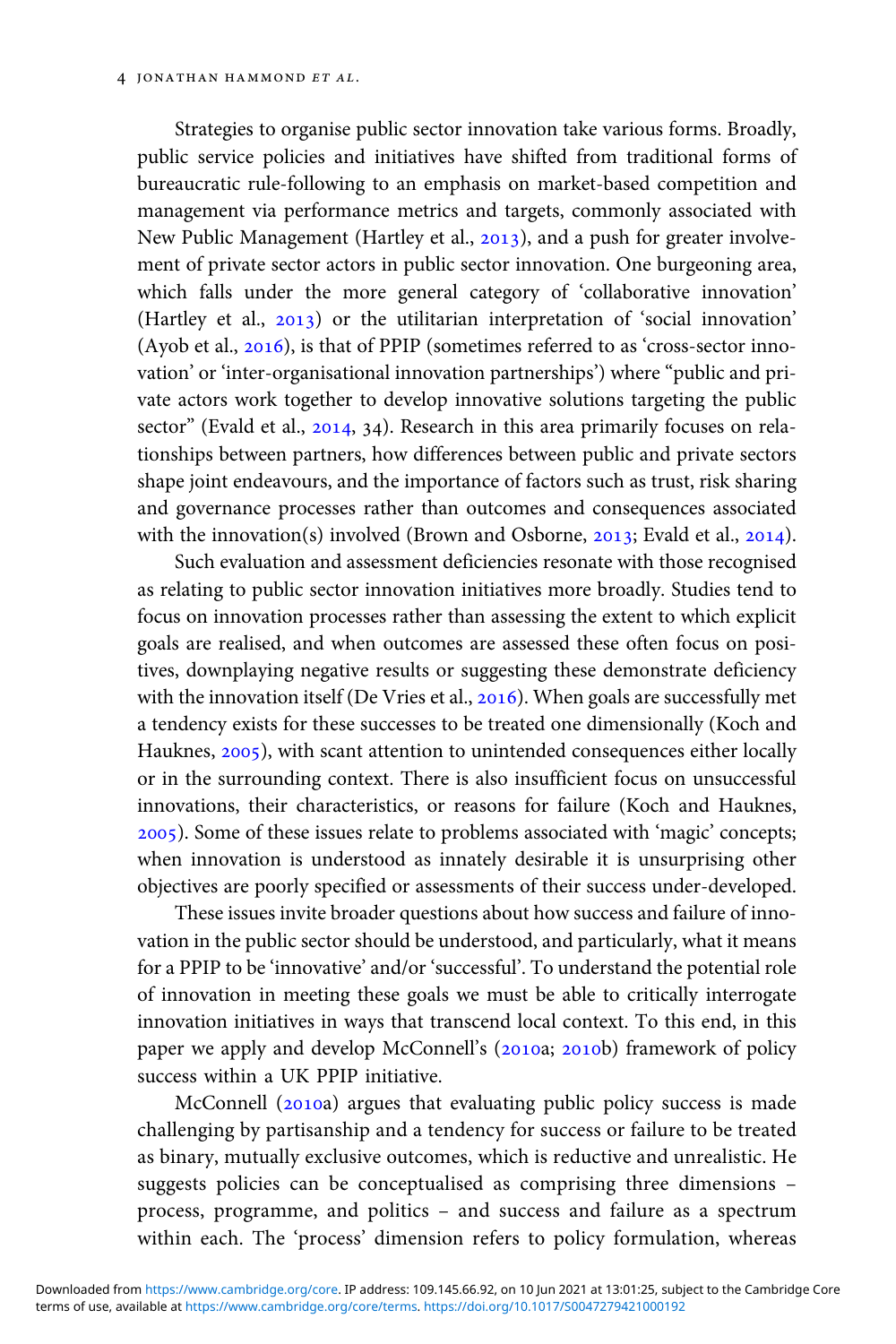Strategies to organise public sector innovation take various forms. Broadly, public service policies and initiatives have shifted from traditional forms of bureaucratic rule-following to an emphasis on market-based competition and management via performance metrics and targets, commonly associated with New Public Management (Hartley et al., 2013), and a push for greater involvement of private sector actors in public sector innovation. One burgeoning area, which falls under the more general category of 'collaborative innovation' (Hartley et al., 2013) or the utilitarian interpretation of 'social innovation' (Ayob et al., 2016), is that of PPIP (sometimes referred to as 'cross-sector innovation' or 'inter-organisational innovation partnerships') where "public and private actors work together to develop innovative solutions targeting the public sector" (Evald et al., 2014, 34). Research in this area primarily focuses on relationships between partners, how differences between public and private sectors shape joint endeavours, and the importance of factors such as trust, risk sharing and governance processes rather than outcomes and consequences associated with the innovation(s) involved (Brown and Osborne, 2013; Evald et al., 2014).

Such evaluation and assessment deficiencies resonate with those recognised as relating to public sector innovation initiatives more broadly. Studies tend to focus on innovation processes rather than assessing the extent to which explicit goals are realised, and when outcomes are assessed these often focus on positives, downplaying negative results or suggesting these demonstrate deficiency with the innovation itself (De Vries et al., 2016). When goals are successfully met a tendency exists for these successes to be treated one dimensionally (Koch and Hauknes, 2005), with scant attention to unintended consequences either locally or in the surrounding context. There is also insufficient focus on unsuccessful innovations, their characteristics, or reasons for failure (Koch and Hauknes, 2005). Some of these issues relate to problems associated with 'magic' concepts; when innovation is understood as innately desirable it is unsurprising other objectives are poorly specified or assessments of their success under-developed.

These issues invite broader questions about how success and failure of innovation in the public sector should be understood, and particularly, what it means for a PPIP to be 'innovative' and/or 'successful'. To understand the potential role of innovation in meeting these goals we must be able to critically interrogate innovation initiatives in ways that transcend local context. To this end, in this paper we apply and develop McConnell's (2010a; 2010b) framework of policy success within a UK PPIP initiative.

McConnell (2010a) argues that evaluating public policy success is made challenging by partisanship and a tendency for success or failure to be treated as binary, mutually exclusive outcomes, which is reductive and unrealistic. He suggests policies can be conceptualised as comprising three dimensions – process, programme, and politics – and success and failure as a spectrum within each. The 'process' dimension refers to policy formulation, whereas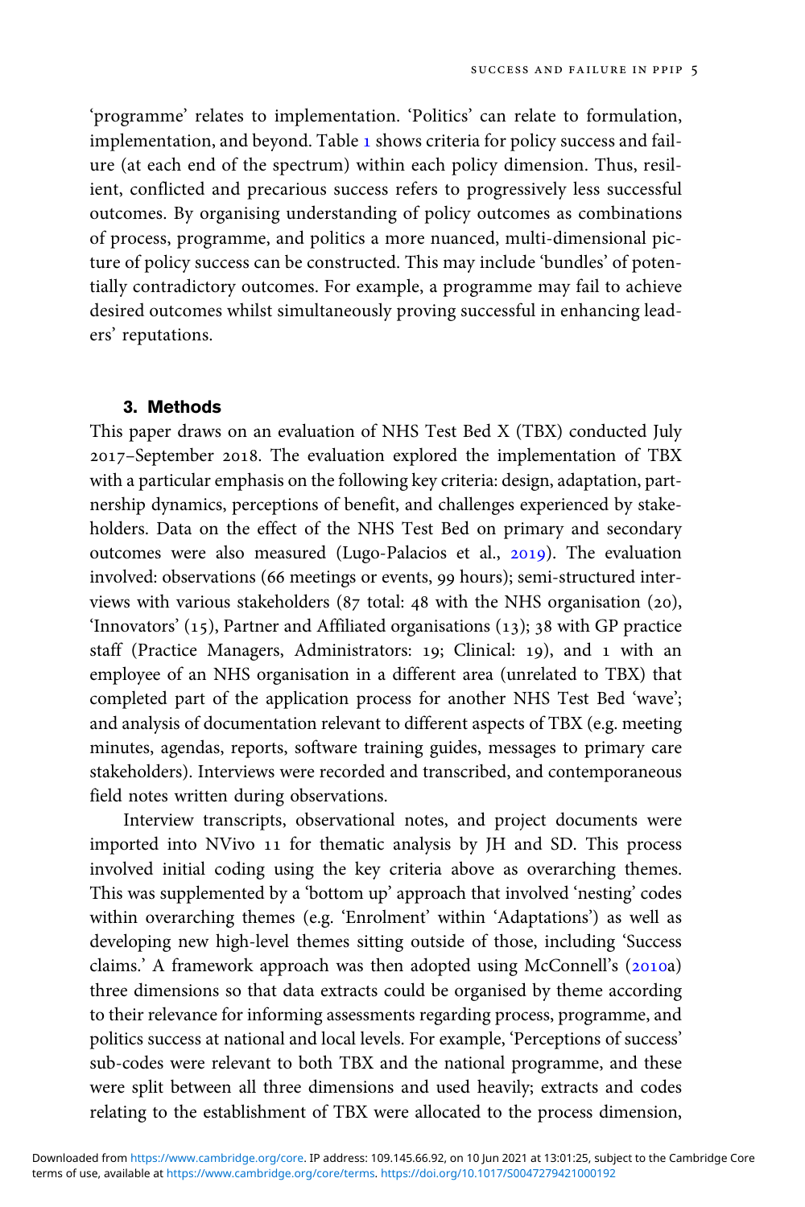'programme' relates to implementation. 'Politics' can relate to formulation, implementation, and beyond. Table 1 shows criteria for policy success and failure (at each end of the spectrum) within each policy dimension. Thus, resilient, conflicted and precarious success refers to progressively less successful outcomes. By organising understanding of policy outcomes as combinations of process, programme, and politics a more nuanced, multi-dimensional picture of policy success can be constructed. This may include 'bundles' of potentially contradictory outcomes. For example, a programme may fail to achieve desired outcomes whilst simultaneously proving successful in enhancing leaders' reputations.

## 3. Methods

This paper draws on an evaluation of NHS Test Bed X (TBX) conducted July 2017–September 2018. The evaluation explored the implementation of TBX with a particular emphasis on the following key criteria: design, adaptation, partnership dynamics, perceptions of benefit, and challenges experienced by stakeholders. Data on the effect of the NHS Test Bed on primary and secondary outcomes were also measured (Lugo-Palacios et al., 2019). The evaluation involved: observations (66 meetings or events, 99 hours); semi-structured interviews with various stakeholders (87 total: 48 with the NHS organisation (20), 'Innovators' (15), Partner and Affiliated organisations (13); 38 with GP practice staff (Practice Managers, Administrators: 19; Clinical: 19), and 1 with an employee of an NHS organisation in a different area (unrelated to TBX) that completed part of the application process for another NHS Test Bed 'wave'; and analysis of documentation relevant to different aspects of TBX (e.g. meeting minutes, agendas, reports, software training guides, messages to primary care stakeholders). Interviews were recorded and transcribed, and contemporaneous field notes written during observations.

Interview transcripts, observational notes, and project documents were imported into NVivo 11 for thematic analysis by JH and SD. This process involved initial coding using the key criteria above as overarching themes. This was supplemented by a 'bottom up' approach that involved 'nesting' codes within overarching themes (e.g. 'Enrolment' within 'Adaptations') as well as developing new high-level themes sitting outside of those, including 'Success claims.' A framework approach was then adopted using McConnell's (2010a) three dimensions so that data extracts could be organised by theme according to their relevance for informing assessments regarding process, programme, and politics success at national and local levels. For example, 'Perceptions of success' sub-codes were relevant to both TBX and the national programme, and these were split between all three dimensions and used heavily; extracts and codes relating to the establishment of TBX were allocated to the process dimension,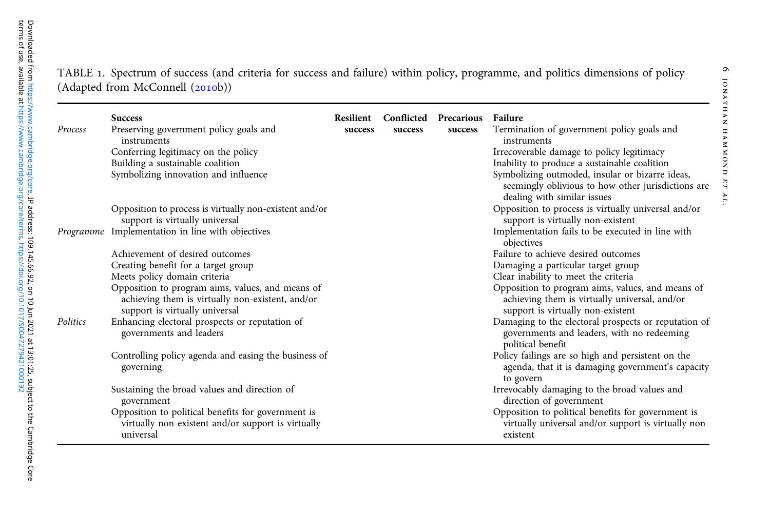TABLE 1. Spectrum of success (and criteria for success and failure) within policy, programme, and politics dimensions of policy (Adapted from McConnell (2010b))

| | Success | Resilient success | Conflicted success | Precarious success | Failure |
|---|---|---|---|---|---|
| *Process* | Preserving government policy goals and instruments | | | | Termination of government policy goals and instruments |
| | Conferring legitimacy on the policy | | | | Irrecoverable damage to policy legitimacy |
| | Building a sustainable coalition | | | | Inability to produce a sustainable coalition |
| | Symbolizing innovation and influence | | | | Symbolizing outmoded, insular or bizarre ideas, seemingly oblivious to how other jurisdictions are dealing with similar issues |
| | Opposition to process is virtually non-existent and/or support is virtually universal | | | | Opposition to process is virtually universal and/or support is virtually non-existent |
| *Programme* | Implementation in line with objectives | | | | Implementation fails to be executed in line with objectives |
| | Achievement of desired outcomes | | | | Failure to achieve desired outcomes |
| | Creating benefit for a target group | | | | Damaging a particular target group |
| | Meets policy domain criteria | | | | Clear inability to meet the criteria |
| | Opposition to program aims, values, and means of achieving them is virtually non-existent, and/or support is virtually universal | | | | Opposition to program aims, values, and means of achieving them is virtually universal, and/or support is virtually non-existent |
| *Politics* | Enhancing electoral prospects or reputation of governments and leaders | | | | Damaging to the electoral prospects or reputation of governments and leaders, with no redeeming political benefit |
| | Controlling policy agenda and easing the business of governing | | | | Policy failings are so high and persistent on the agenda, that it is damaging government's capacity to govern |
| | Sustaining the broad values and direction of government | | | | Irrevocably damaging to the broad values and direction of government |
| | Opposition to political benefits for government is virtually non-existent and/or support is virtually universal | | | | Opposition to political benefits for government is virtually universal and/or support is virtually non-existent |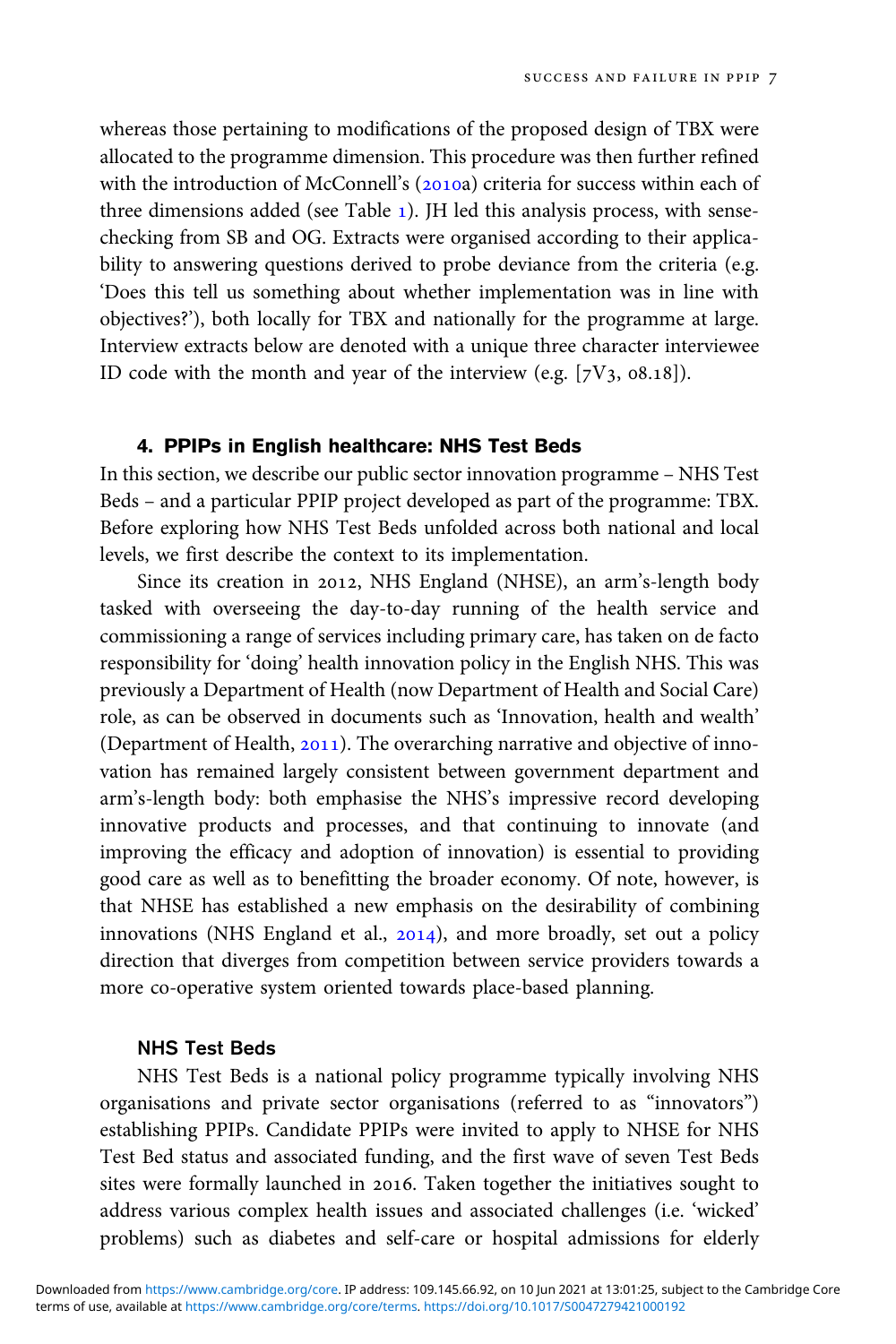whereas those pertaining to modifications of the proposed design of TBX were allocated to the programme dimension. This procedure was then further refined with the introduction of McConnell's (2010a) criteria for success within each of three dimensions added (see Table 1). JH led this analysis process, with sense-checking from SB and OG. Extracts were organised according to their applicability to answering questions derived to probe deviance from the criteria (e.g. 'Does this tell us something about whether implementation was in line with objectives?'), both locally for TBX and nationally for the programme at large. Interview extracts below are denoted with a unique three character interviewee ID code with the month and year of the interview (e.g. [7V3, 08.18]).

## 4. PPIPs in English healthcare: NHS Test Beds

In this section, we describe our public sector innovation programme – NHS Test Beds – and a particular PPIP project developed as part of the programme: TBX. Before exploring how NHS Test Beds unfolded across both national and local levels, we first describe the context to its implementation.

Since its creation in 2012, NHS England (NHSE), an arm's-length body tasked with overseeing the day-to-day running of the health service and commissioning a range of services including primary care, has taken on de facto responsibility for 'doing' health innovation policy in the English NHS. This was previously a Department of Health (now Department of Health and Social Care) role, as can be observed in documents such as 'Innovation, health and wealth' (Department of Health, 2011). The overarching narrative and objective of innovation has remained largely consistent between government department and arm's-length body: both emphasise the NHS's impressive record developing innovative products and processes, and that continuing to innovate (and improving the efficacy and adoption of innovation) is essential to providing good care as well as to benefitting the broader economy. Of note, however, is that NHSE has established a new emphasis on the desirability of combining innovations (NHS England et al., 2014), and more broadly, set out a policy direction that diverges from competition between service providers towards a more co-operative system oriented towards place-based planning.

### NHS Test Beds

NHS Test Beds is a national policy programme typically involving NHS organisations and private sector organisations (referred to as "innovators") establishing PPIPs. Candidate PPIPs were invited to apply to NHSE for NHS Test Bed status and associated funding, and the first wave of seven Test Beds sites were formally launched in 2016. Taken together the initiatives sought to address various complex health issues and associated challenges (i.e. 'wicked' problems) such as diabetes and self-care or hospital admissions for elderly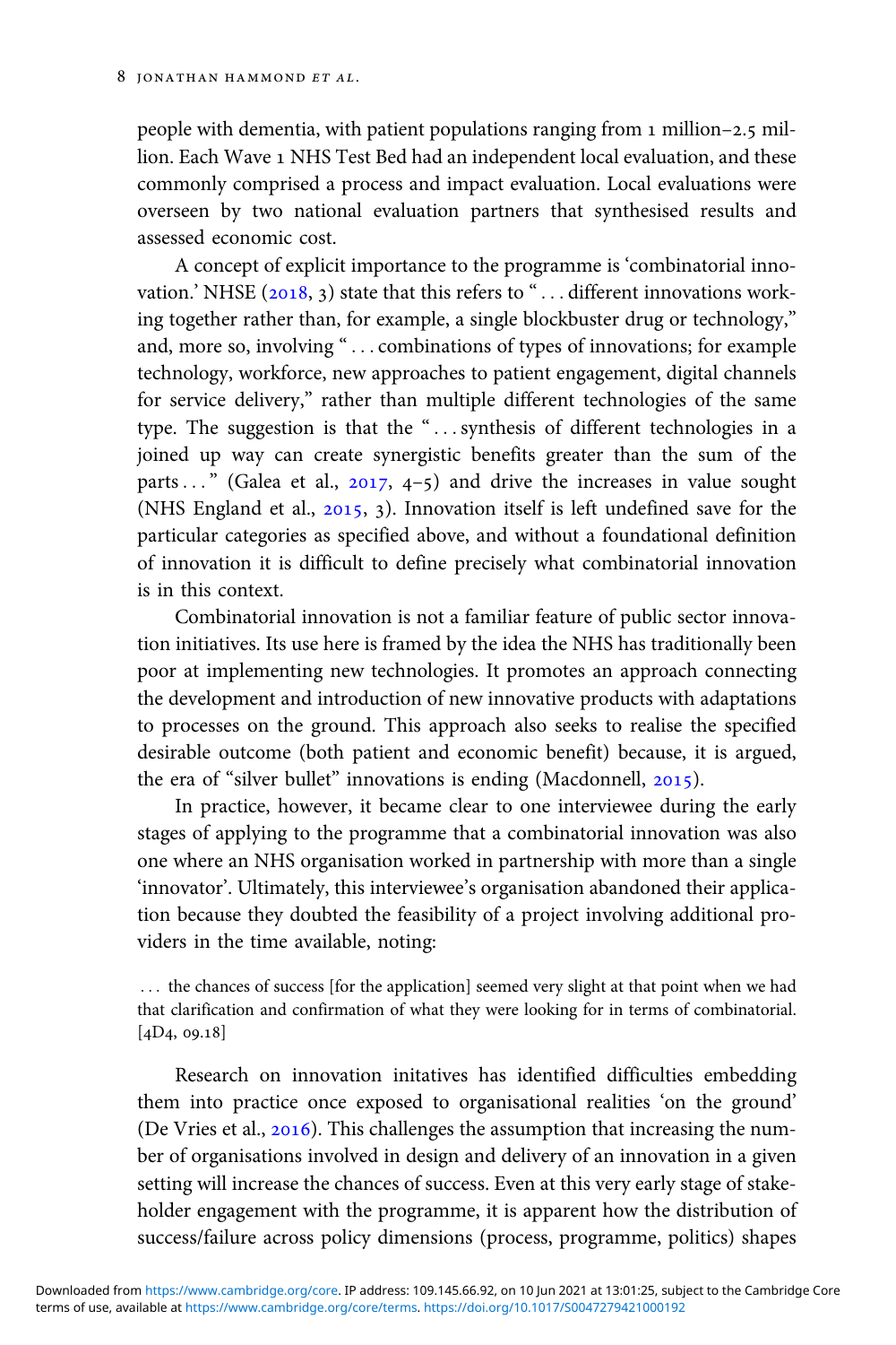people with dementia, with patient populations ranging from 1 million–2.5 million. Each Wave 1 NHS Test Bed had an independent local evaluation, and these commonly comprised a process and impact evaluation. Local evaluations were overseen by two national evaluation partners that synthesised results and assessed economic cost.

A concept of explicit importance to the programme is 'combinatorial innovation.' NHSE (2018, 3) state that this refers to "... different innovations working together rather than, for example, a single blockbuster drug or technology," and, more so, involving "... combinations of types of innovations; for example technology, workforce, new approaches to patient engagement, digital channels for service delivery," rather than multiple different technologies of the same type. The suggestion is that the "... synthesis of different technologies in a joined up way can create synergistic benefits greater than the sum of the parts ... " (Galea et al., 2017, 4–5) and drive the increases in value sought (NHS England et al., 2015, 3). Innovation itself is left undefined save for the particular categories as specified above, and without a foundational definition of innovation it is difficult to define precisely what combinatorial innovation is in this context.

Combinatorial innovation is not a familiar feature of public sector innovation initiatives. Its use here is framed by the idea the NHS has traditionally been poor at implementing new technologies. It promotes an approach connecting the development and introduction of new innovative products with adaptations to processes on the ground. This approach also seeks to realise the specified desirable outcome (both patient and economic benefit) because, it is argued, the era of "silver bullet" innovations is ending (Macdonnell, 2015).

In practice, however, it became clear to one interviewee during the early stages of applying to the programme that a combinatorial innovation was also one where an NHS organisation worked in partnership with more than a single 'innovator'. Ultimately, this interviewee's organisation abandoned their application because they doubted the feasibility of a project involving additional providers in the time available, noting:

> ... the chances of success [for the application] seemed very slight at that point when we had that clarification and confirmation of what they were looking for in terms of combinatorial. [4D4, 09.18]

Research on innovation initatives has identified difficulties embedding them into practice once exposed to organisational realities 'on the ground' (De Vries et al., 2016). This challenges the assumption that increasing the number of organisations involved in design and delivery of an innovation in a given setting will increase the chances of success. Even at this very early stage of stakeholder engagement with the programme, it is apparent how the distribution of success/failure across policy dimensions (process, programme, politics) shapes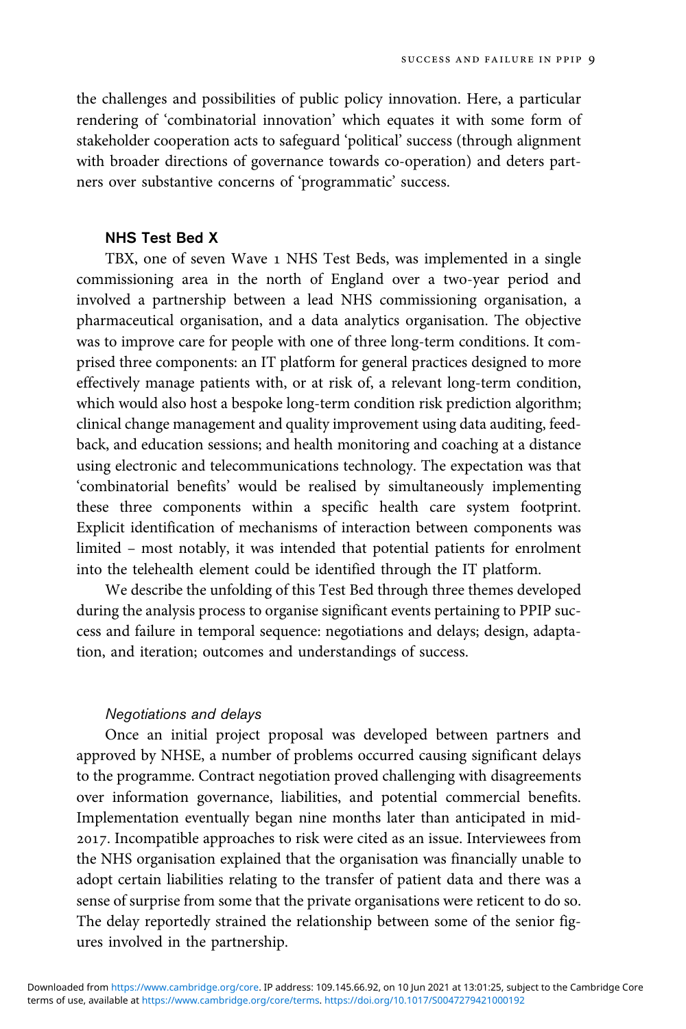the challenges and possibilities of public policy innovation. Here, a particular rendering of 'combinatorial innovation' which equates it with some form of stakeholder cooperation acts to safeguard 'political' success (through alignment with broader directions of governance towards co-operation) and deters partners over substantive concerns of 'programmatic' success.

### NHS Test Bed X

TBX, one of seven Wave 1 NHS Test Beds, was implemented in a single commissioning area in the north of England over a two-year period and involved a partnership between a lead NHS commissioning organisation, a pharmaceutical organisation, and a data analytics organisation. The objective was to improve care for people with one of three long-term conditions. It comprised three components: an IT platform for general practices designed to more effectively manage patients with, or at risk of, a relevant long-term condition, which would also host a bespoke long-term condition risk prediction algorithm; clinical change management and quality improvement using data auditing, feedback, and education sessions; and health monitoring and coaching at a distance using electronic and telecommunications technology. The expectation was that 'combinatorial benefits' would be realised by simultaneously implementing these three components within a specific health care system footprint. Explicit identification of mechanisms of interaction between components was limited – most notably, it was intended that potential patients for enrolment into the telehealth element could be identified through the IT platform.

We describe the unfolding of this Test Bed through three themes developed during the analysis process to organise significant events pertaining to PPIP success and failure in temporal sequence: negotiations and delays; design, adaptation, and iteration; outcomes and understandings of success.

#### *Negotiations and delays*

Once an initial project proposal was developed between partners and approved by NHSE, a number of problems occurred causing significant delays to the programme. Contract negotiation proved challenging with disagreements over information governance, liabilities, and potential commercial benefits. Implementation eventually began nine months later than anticipated in mid-2017. Incompatible approaches to risk were cited as an issue. Interviewees from the NHS organisation explained that the organisation was financially unable to adopt certain liabilities relating to the transfer of patient data and there was a sense of surprise from some that the private organisations were reticent to do so. The delay reportedly strained the relationship between some of the senior figures involved in the partnership.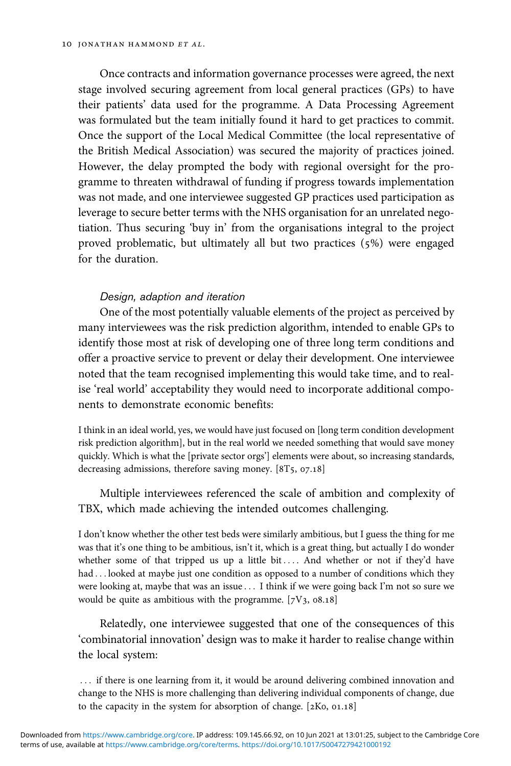Once contracts and information governance processes were agreed, the next stage involved securing agreement from local general practices (GPs) to have their patients' data used for the programme. A Data Processing Agreement was formulated but the team initially found it hard to get practices to commit. Once the support of the Local Medical Committee (the local representative of the British Medical Association) was secured the majority of practices joined. However, the delay prompted the body with regional oversight for the programme to threaten withdrawal of funding if progress towards implementation was not made, and one interviewee suggested GP practices used participation as leverage to secure better terms with the NHS organisation for an unrelated negotiation. Thus securing 'buy in' from the organisations integral to the project proved problematic, but ultimately all but two practices (5%) were engaged for the duration.

### *Design, adaption and iteration*

One of the most potentially valuable elements of the project as perceived by many interviewees was the risk prediction algorithm, intended to enable GPs to identify those most at risk of developing one of three long term conditions and offer a proactive service to prevent or delay their development. One interviewee noted that the team recognised implementing this would take time, and to realise 'real world' acceptability they would need to incorporate additional components to demonstrate economic benefits:

> I think in an ideal world, yes, we would have just focused on [long term condition development risk prediction algorithm], but in the real world we needed something that would save money quickly. Which is what the [private sector orgs'] elements were about, so increasing standards, decreasing admissions, therefore saving money. [8T5, 07.18]

Multiple interviewees referenced the scale of ambition and complexity of TBX, which made achieving the intended outcomes challenging.

> I don't know whether the other test beds were similarly ambitious, but I guess the thing for me was that it's one thing to be ambitious, isn't it, which is a great thing, but actually I do wonder whether some of that tripped us up a little bit .... And whether or not if they'd have had ... looked at maybe just one condition as opposed to a number of conditions which they were looking at, maybe that was an issue ... I think if we were going back I'm not so sure we would be quite as ambitious with the programme. [7V3, 08.18]

Relatedly, one interviewee suggested that one of the consequences of this 'combinatorial innovation' design was to make it harder to realise change within the local system:

> ... if there is one learning from it, it would be around delivering combined innovation and change to the NHS is more challenging than delivering individual components of change, due to the capacity in the system for absorption of change. [2K0, 01.18]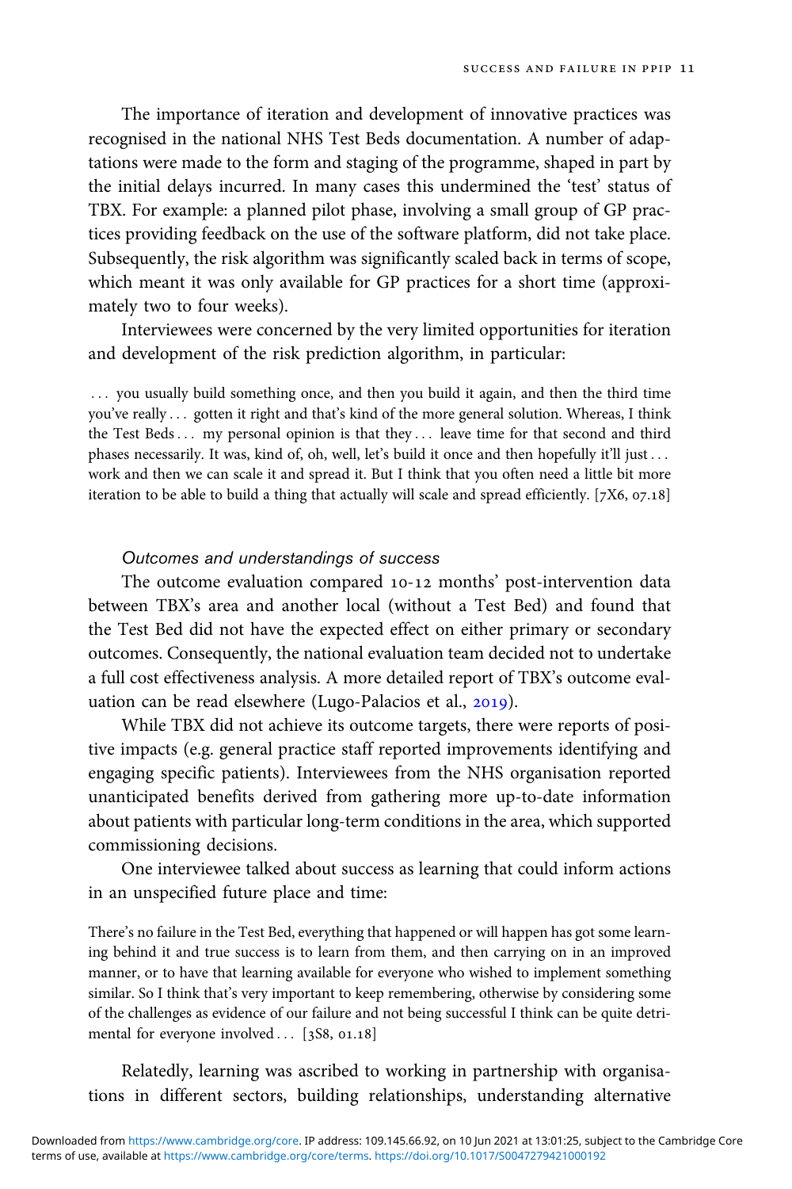The importance of iteration and development of innovative practices was recognised in the national NHS Test Beds documentation. A number of adaptations were made to the form and staging of the programme, shaped in part by the initial delays incurred. In many cases this undermined the 'test' status of TBX. For example: a planned pilot phase, involving a small group of GP practices providing feedback on the use of the software platform, did not take place. Subsequently, the risk algorithm was significantly scaled back in terms of scope, which meant it was only available for GP practices for a short time (approximately two to four weeks).

Interviewees were concerned by the very limited opportunities for iteration and development of the risk prediction algorithm, in particular:

> ... you usually build something once, and then you build it again, and then the third time you've really ... gotten it right and that's kind of the more general solution. Whereas, I think the Test Beds ... my personal opinion is that they ... leave time for that second and third phases necessarily. It was, kind of, oh, well, let's build it once and then hopefully it'll just ... work and then we can scale it and spread it. But I think that you often need a little bit more iteration to be able to build a thing that actually will scale and spread efficiently. [7X6, 07.18]

### *Outcomes and understandings of success*

The outcome evaluation compared 10-12 months' post-intervention data between TBX's area and another local (without a Test Bed) and found that the Test Bed did not have the expected effect on either primary or secondary outcomes. Consequently, the national evaluation team decided not to undertake a full cost effectiveness analysis. A more detailed report of TBX's outcome evaluation can be read elsewhere (Lugo-Palacios et al., 2019).

While TBX did not achieve its outcome targets, there were reports of positive impacts (e.g. general practice staff reported improvements identifying and engaging specific patients). Interviewees from the NHS organisation reported unanticipated benefits derived from gathering more up-to-date information about patients with particular long-term conditions in the area, which supported commissioning decisions.

One interviewee talked about success as learning that could inform actions in an unspecified future place and time:

> There's no failure in the Test Bed, everything that happened or will happen has got some learning behind it and true success is to learn from them, and then carrying on in an improved manner, or to have that learning available for everyone who wished to implement something similar. So I think that's very important to keep remembering, otherwise by considering some of the challenges as evidence of our failure and not being successful I think can be quite detrimental for everyone involved ... [3S8, 01.18]

Relatedly, learning was ascribed to working in partnership with organisations in different sectors, building relationships, understanding alternative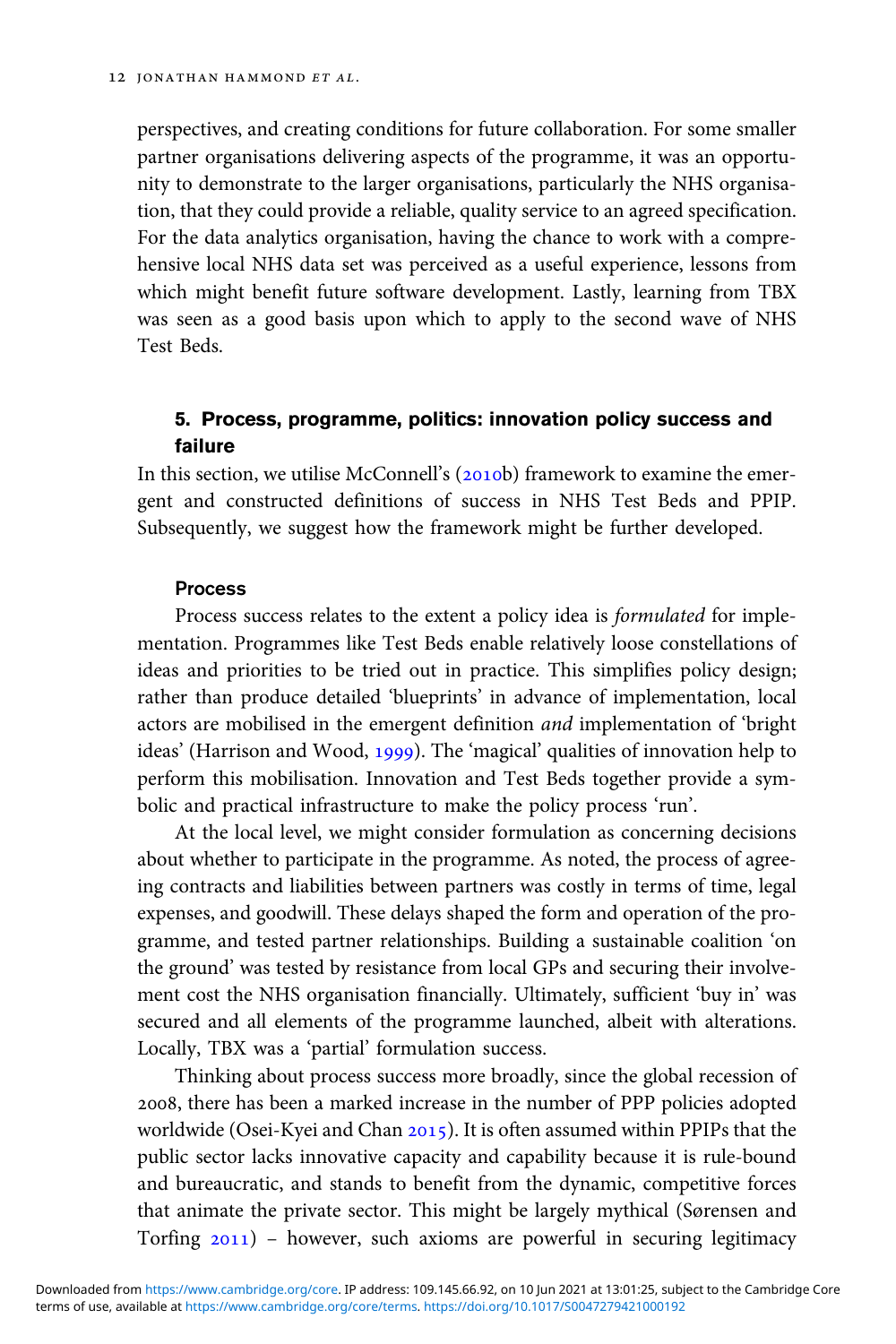perspectives, and creating conditions for future collaboration. For some smaller partner organisations delivering aspects of the programme, it was an opportunity to demonstrate to the larger organisations, particularly the NHS organisation, that they could provide a reliable, quality service to an agreed specification. For the data analytics organisation, having the chance to work with a comprehensive local NHS data set was perceived as a useful experience, lessons from which might benefit future software development. Lastly, learning from TBX was seen as a good basis upon which to apply to the second wave of NHS Test Beds.

## 5. Process, programme, politics: innovation policy success and failure

In this section, we utilise McConnell's (2010b) framework to examine the emergent and constructed definitions of success in NHS Test Beds and PPIP. Subsequently, we suggest how the framework might be further developed.

### Process

Process success relates to the extent a policy idea is *formulated* for implementation. Programmes like Test Beds enable relatively loose constellations of ideas and priorities to be tried out in practice. This simplifies policy design; rather than produce detailed 'blueprints' in advance of implementation, local actors are mobilised in the emergent definition *and* implementation of 'bright ideas' (Harrison and Wood, 1999). The 'magical' qualities of innovation help to perform this mobilisation. Innovation and Test Beds together provide a symbolic and practical infrastructure to make the policy process 'run'.

At the local level, we might consider formulation as concerning decisions about whether to participate in the programme. As noted, the process of agreeing contracts and liabilities between partners was costly in terms of time, legal expenses, and goodwill. These delays shaped the form and operation of the programme, and tested partner relationships. Building a sustainable coalition 'on the ground' was tested by resistance from local GPs and securing their involvement cost the NHS organisation financially. Ultimately, sufficient 'buy in' was secured and all elements of the programme launched, albeit with alterations. Locally, TBX was a 'partial' formulation success.

Thinking about process success more broadly, since the global recession of 2008, there has been a marked increase in the number of PPP policies adopted worldwide (Osei-Kyei and Chan 2015). It is often assumed within PPIPs that the public sector lacks innovative capacity and capability because it is rule-bound and bureaucratic, and stands to benefit from the dynamic, competitive forces that animate the private sector. This might be largely mythical (Sørensen and Torfing 2011) – however, such axioms are powerful in securing legitimacy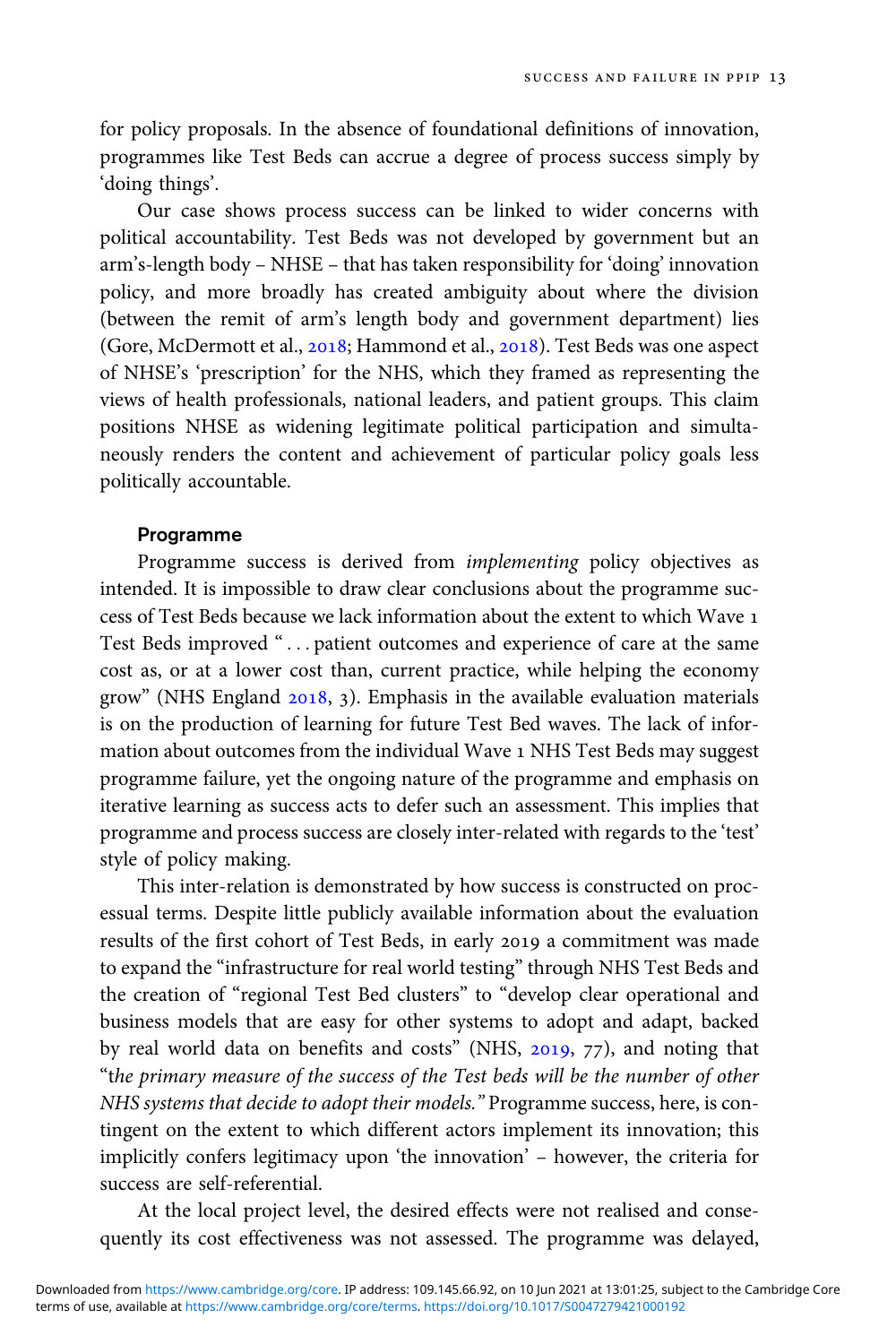for policy proposals. In the absence of foundational definitions of innovation, programmes like Test Beds can accrue a degree of process success simply by 'doing things'.

Our case shows process success can be linked to wider concerns with political accountability. Test Beds was not developed by government but an arm's-length body – NHSE – that has taken responsibility for 'doing' innovation policy, and more broadly has created ambiguity about where the division (between the remit of arm's length body and government department) lies (Gore, McDermott et al., 2018; Hammond et al., 2018). Test Beds was one aspect of NHSE's 'prescription' for the NHS, which they framed as representing the views of health professionals, national leaders, and patient groups. This claim positions NHSE as widening legitimate political participation and simultaneously renders the content and achievement of particular policy goals less politically accountable.

### Programme

Programme success is derived from *implementing* policy objectives as intended. It is impossible to draw clear conclusions about the programme success of Test Beds because we lack information about the extent to which Wave 1 Test Beds improved "...patient outcomes and experience of care at the same cost as, or at a lower cost than, current practice, while helping the economy grow" (NHS England 2018, 3). Emphasis in the available evaluation materials is on the production of learning for future Test Bed waves. The lack of information about outcomes from the individual Wave 1 NHS Test Beds may suggest programme failure, yet the ongoing nature of the programme and emphasis on iterative learning as success acts to defer such an assessment. This implies that programme and process success are closely inter-related with regards to the 'test' style of policy making.

This inter-relation is demonstrated by how success is constructed on processual terms. Despite little publicly available information about the evaluation results of the first cohort of Test Beds, in early 2019 a commitment was made to expand the "infrastructure for real world testing" through NHS Test Beds and the creation of "regional Test Bed clusters" to "develop clear operational and business models that are easy for other systems to adopt and adapt, backed by real world data on benefits and costs" (NHS, 2019, 77), and noting that "*the primary measure of the success of the Test beds will be the number of other NHS systems that decide to adopt their models.*" Programme success, here, is contingent on the extent to which different actors implement its innovation; this implicitly confers legitimacy upon 'the innovation' – however, the criteria for success are self-referential.

At the local project level, the desired effects were not realised and consequently its cost effectiveness was not assessed. The programme was delayed,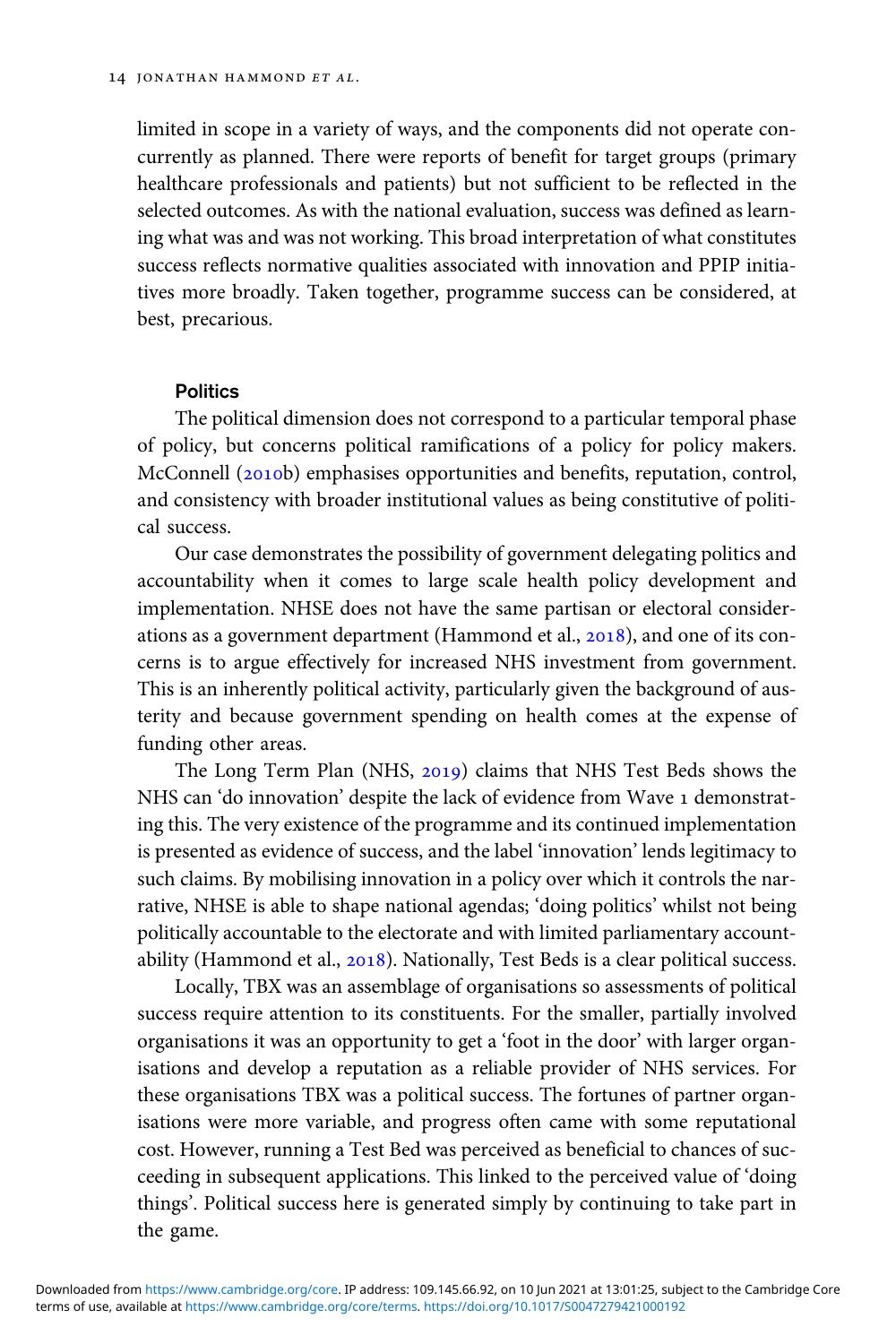limited in scope in a variety of ways, and the components did not operate concurrently as planned. There were reports of benefit for target groups (primary healthcare professionals and patients) but not sufficient to be reflected in the selected outcomes. As with the national evaluation, success was defined as learning what was and was not working. This broad interpretation of what constitutes success reflects normative qualities associated with innovation and PPIP initiatives more broadly. Taken together, programme success can be considered, at best, precarious.

### Politics

The political dimension does not correspond to a particular temporal phase of policy, but concerns political ramifications of a policy for policy makers. McConnell (2010b) emphasises opportunities and benefits, reputation, control, and consistency with broader institutional values as being constitutive of political success.

Our case demonstrates the possibility of government delegating politics and accountability when it comes to large scale health policy development and implementation. NHSE does not have the same partisan or electoral considerations as a government department (Hammond et al., 2018), and one of its concerns is to argue effectively for increased NHS investment from government. This is an inherently political activity, particularly given the background of austerity and because government spending on health comes at the expense of funding other areas.

The Long Term Plan (NHS, 2019) claims that NHS Test Beds shows the NHS can 'do innovation' despite the lack of evidence from Wave 1 demonstrating this. The very existence of the programme and its continued implementation is presented as evidence of success, and the label 'innovation' lends legitimacy to such claims. By mobilising innovation in a policy over which it controls the narrative, NHSE is able to shape national agendas; 'doing politics' whilst not being politically accountable to the electorate and with limited parliamentary accountability (Hammond et al., 2018). Nationally, Test Beds is a clear political success.

Locally, TBX was an assemblage of organisations so assessments of political success require attention to its constituents. For the smaller, partially involved organisations it was an opportunity to get a 'foot in the door' with larger organisations and develop a reputation as a reliable provider of NHS services. For these organisations TBX was a political success. The fortunes of partner organisations were more variable, and progress often came with some reputational cost. However, running a Test Bed was perceived as beneficial to chances of succeeding in subsequent applications. This linked to the perceived value of 'doing things'. Political success here is generated simply by continuing to take part in the game.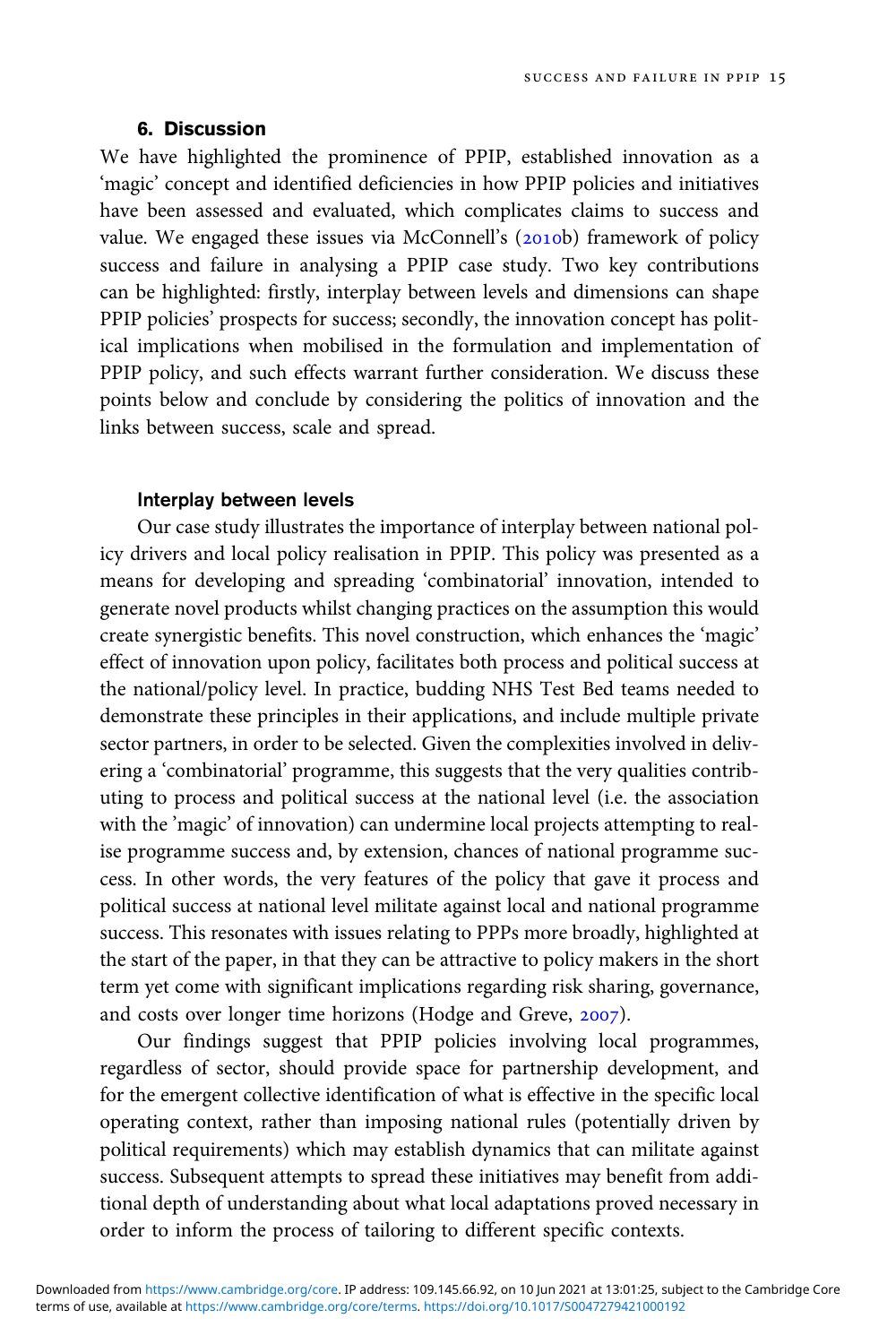## 6. Discussion

We have highlighted the prominence of PPIP, established innovation as a 'magic' concept and identified deficiencies in how PPIP policies and initiatives have been assessed and evaluated, which complicates claims to success and value. We engaged these issues via McConnell's (2010b) framework of policy success and failure in analysing a PPIP case study. Two key contributions can be highlighted: firstly, interplay between levels and dimensions can shape PPIP policies' prospects for success; secondly, the innovation concept has political implications when mobilised in the formulation and implementation of PPIP policy, and such effects warrant further consideration. We discuss these points below and conclude by considering the politics of innovation and the links between success, scale and spread.

### Interplay between levels

Our case study illustrates the importance of interplay between national policy drivers and local policy realisation in PPIP. This policy was presented as a means for developing and spreading 'combinatorial' innovation, intended to generate novel products whilst changing practices on the assumption this would create synergistic benefits. This novel construction, which enhances the 'magic' effect of innovation upon policy, facilitates both process and political success at the national/policy level. In practice, budding NHS Test Bed teams needed to demonstrate these principles in their applications, and include multiple private sector partners, in order to be selected. Given the complexities involved in delivering a 'combinatorial' programme, this suggests that the very qualities contributing to process and political success at the national level (i.e. the association with the 'magic' of innovation) can undermine local projects attempting to realise programme success and, by extension, chances of national programme success. In other words, the very features of the policy that gave it process and political success at national level militate against local and national programme success. This resonates with issues relating to PPPs more broadly, highlighted at the start of the paper, in that they can be attractive to policy makers in the short term yet come with significant implications regarding risk sharing, governance, and costs over longer time horizons (Hodge and Greve, 2007).

Our findings suggest that PPIP policies involving local programmes, regardless of sector, should provide space for partnership development, and for the emergent collective identification of what is effective in the specific local operating context, rather than imposing national rules (potentially driven by political requirements) which may establish dynamics that can militate against success. Subsequent attempts to spread these initiatives may benefit from additional depth of understanding about what local adaptations proved necessary in order to inform the process of tailoring to different specific contexts.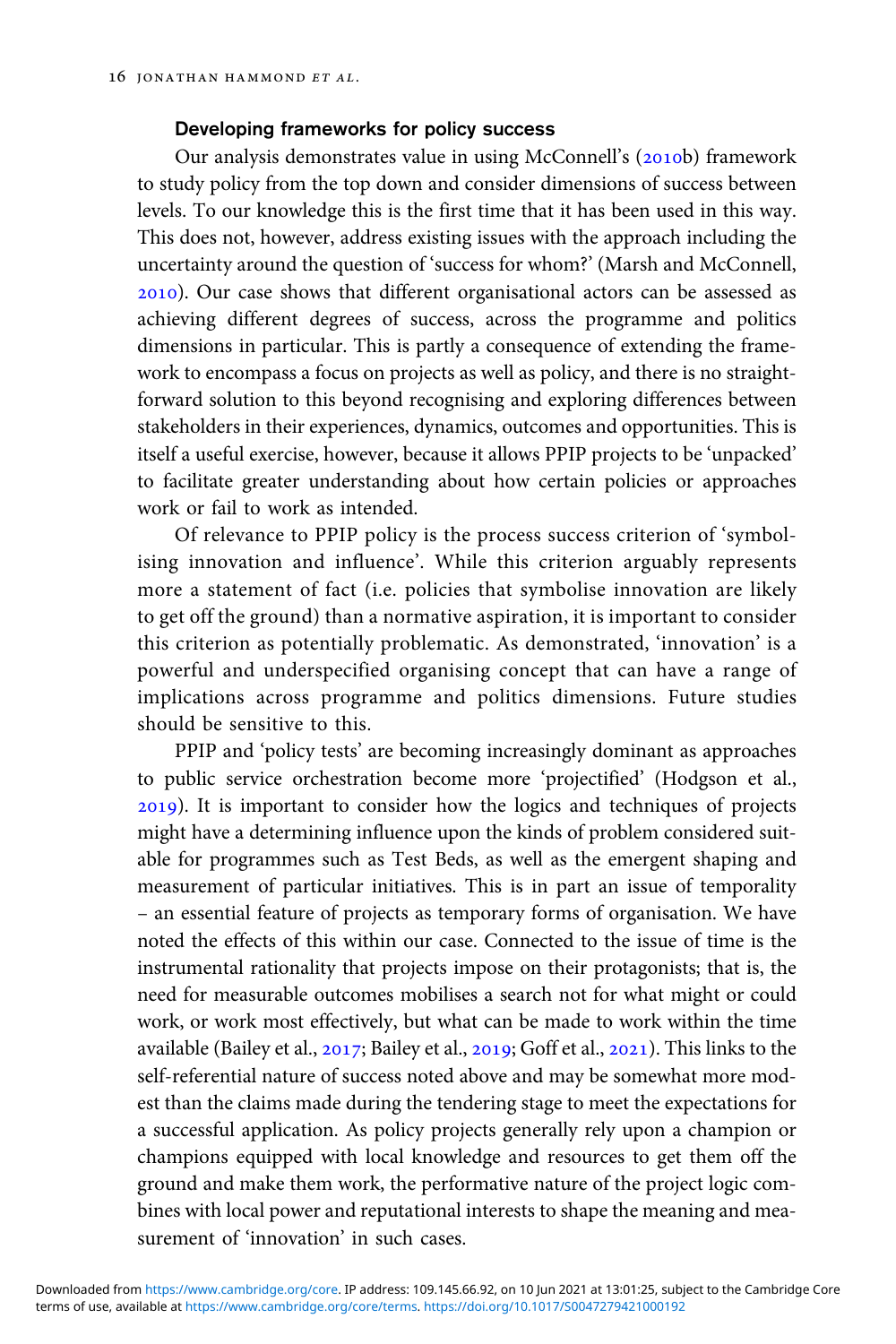### Developing frameworks for policy success

Our analysis demonstrates value in using McConnell's (2010b) framework to study policy from the top down and consider dimensions of success between levels. To our knowledge this is the first time that it has been used in this way. This does not, however, address existing issues with the approach including the uncertainty around the question of 'success for whom?' (Marsh and McConnell, 2010). Our case shows that different organisational actors can be assessed as achieving different degrees of success, across the programme and politics dimensions in particular. This is partly a consequence of extending the framework to encompass a focus on projects as well as policy, and there is no straightforward solution to this beyond recognising and exploring differences between stakeholders in their experiences, dynamics, outcomes and opportunities. This is itself a useful exercise, however, because it allows PPIP projects to be 'unpacked' to facilitate greater understanding about how certain policies or approaches work or fail to work as intended.

Of relevance to PPIP policy is the process success criterion of 'symbolising innovation and influence'. While this criterion arguably represents more a statement of fact (i.e. policies that symbolise innovation are likely to get off the ground) than a normative aspiration, it is important to consider this criterion as potentially problematic. As demonstrated, 'innovation' is a powerful and underspecified organising concept that can have a range of implications across programme and politics dimensions. Future studies should be sensitive to this.

PPIP and 'policy tests' are becoming increasingly dominant as approaches to public service orchestration become more 'projectified' (Hodgson et al., 2019). It is important to consider how the logics and techniques of projects might have a determining influence upon the kinds of problem considered suitable for programmes such as Test Beds, as well as the emergent shaping and measurement of particular initiatives. This is in part an issue of temporality – an essential feature of projects as temporary forms of organisation. We have noted the effects of this within our case. Connected to the issue of time is the instrumental rationality that projects impose on their protagonists; that is, the need for measurable outcomes mobilises a search not for what might or could work, or work most effectively, but what can be made to work within the time available (Bailey et al., 2017; Bailey et al., 2019; Goff et al., 2021). This links to the self-referential nature of success noted above and may be somewhat more modest than the claims made during the tendering stage to meet the expectations for a successful application. As policy projects generally rely upon a champion or champions equipped with local knowledge and resources to get them off the ground and make them work, the performative nature of the project logic combines with local power and reputational interests to shape the meaning and measurement of 'innovation' in such cases.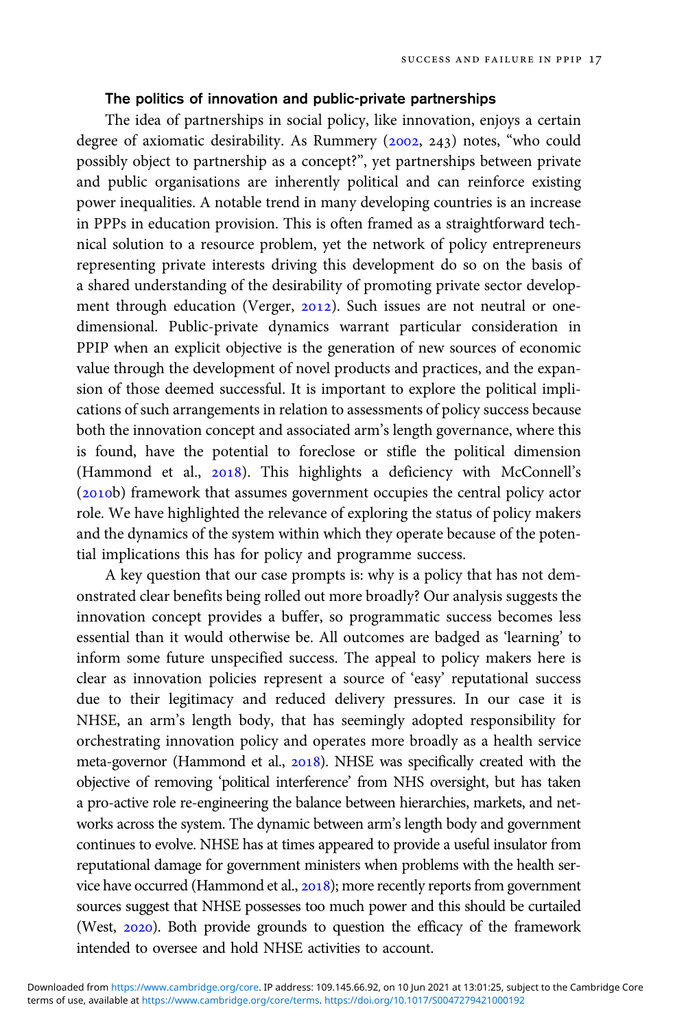### The politics of innovation and public-private partnerships

The idea of partnerships in social policy, like innovation, enjoys a certain degree of axiomatic desirability. As Rummery (2002, 243) notes, "who could possibly object to partnership as a concept?", yet partnerships between private and public organisations are inherently political and can reinforce existing power inequalities. A notable trend in many developing countries is an increase in PPPs in education provision. This is often framed as a straightforward technical solution to a resource problem, yet the network of policy entrepreneurs representing private interests driving this development do so on the basis of a shared understanding of the desirability of promoting private sector development through education (Verger, 2012). Such issues are not neutral or one-dimensional. Public-private dynamics warrant particular consideration in PPIP when an explicit objective is the generation of new sources of economic value through the development of novel products and practices, and the expansion of those deemed successful. It is important to explore the political implications of such arrangements in relation to assessments of policy success because both the innovation concept and associated arm's length governance, where this is found, have the potential to foreclose or stifle the political dimension (Hammond et al., 2018). This highlights a deficiency with McConnell's (2010b) framework that assumes government occupies the central policy actor role. We have highlighted the relevance of exploring the status of policy makers and the dynamics of the system within which they operate because of the potential implications this has for policy and programme success.

A key question that our case prompts is: why is a policy that has not demonstrated clear benefits being rolled out more broadly? Our analysis suggests the innovation concept provides a buffer, so programmatic success becomes less essential than it would otherwise be. All outcomes are badged as 'learning' to inform some future unspecified success. The appeal to policy makers here is clear as innovation policies represent a source of 'easy' reputational success due to their legitimacy and reduced delivery pressures. In our case it is NHSE, an arm's length body, that has seemingly adopted responsibility for orchestrating innovation policy and operates more broadly as a health service meta-governor (Hammond et al., 2018). NHSE was specifically created with the objective of removing 'political interference' from NHS oversight, but has taken a pro-active role re-engineering the balance between hierarchies, markets, and networks across the system. The dynamic between arm's length body and government continues to evolve. NHSE has at times appeared to provide a useful insulator from reputational damage for government ministers when problems with the health service have occurred (Hammond et al., 2018); more recently reports from government sources suggest that NHSE possesses too much power and this should be curtailed (West, 2020). Both provide grounds to question the efficacy of the framework intended to oversee and hold NHSE activities to account.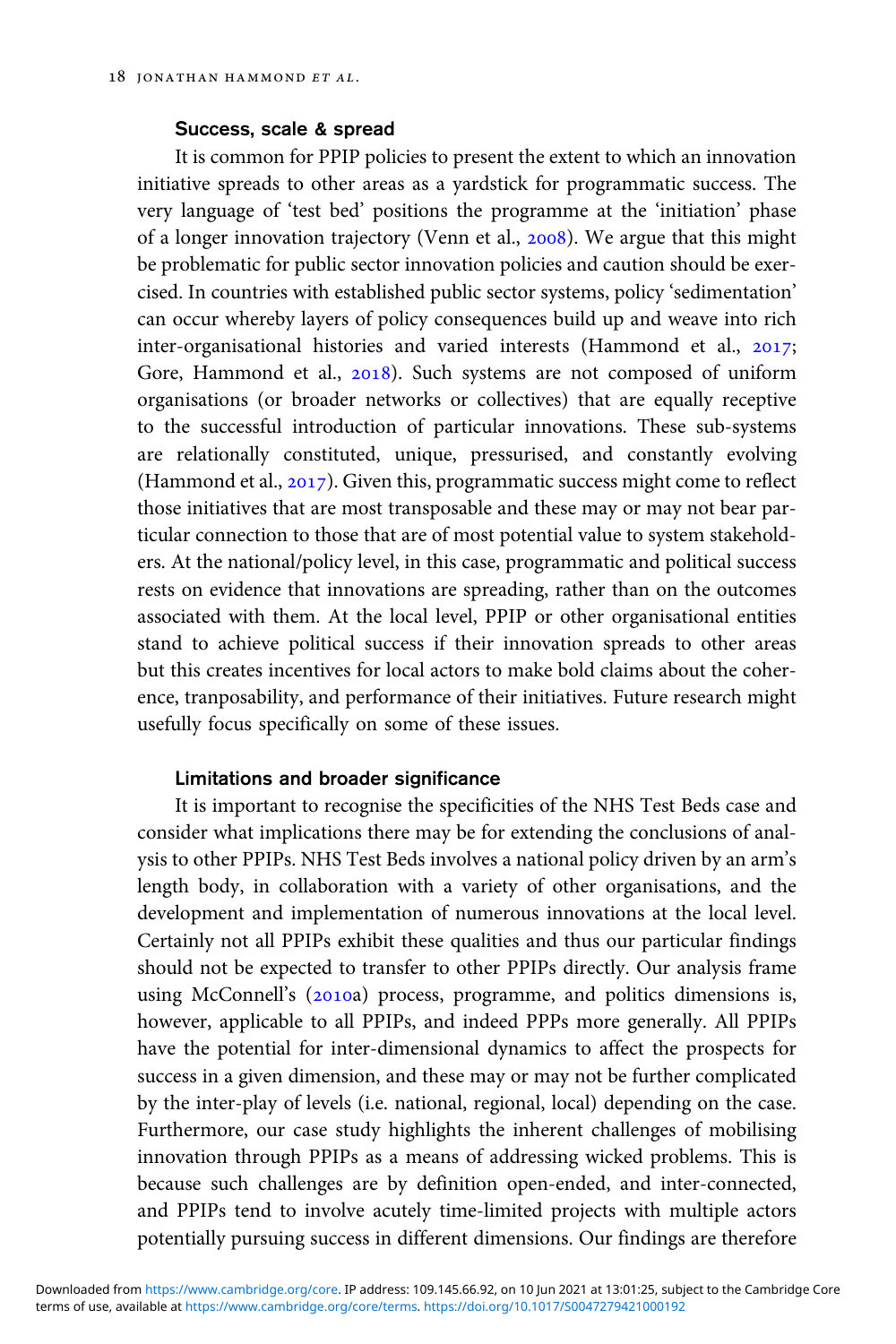### Success, scale & spread

It is common for PPIP policies to present the extent to which an innovation initiative spreads to other areas as a yardstick for programmatic success. The very language of 'test bed' positions the programme at the 'initiation' phase of a longer innovation trajectory (Venn et al., 2008). We argue that this might be problematic for public sector innovation policies and caution should be exercised. In countries with established public sector systems, policy 'sedimentation' can occur whereby layers of policy consequences build up and weave into rich inter-organisational histories and varied interests (Hammond et al., 2017; Gore, Hammond et al., 2018). Such systems are not composed of uniform organisations (or broader networks or collectives) that are equally receptive to the successful introduction of particular innovations. These sub-systems are relationally constituted, unique, pressurised, and constantly evolving (Hammond et al., 2017). Given this, programmatic success might come to reflect those initiatives that are most transposable and these may or may not bear particular connection to those that are of most potential value to system stakeholders. At the national/policy level, in this case, programmatic and political success rests on evidence that innovations are spreading, rather than on the outcomes associated with them. At the local level, PPIP or other organisational entities stand to achieve political success if their innovation spreads to other areas but this creates incentives for local actors to make bold claims about the coherence, tranposability, and performance of their initiatives. Future research might usefully focus specifically on some of these issues.

### Limitations and broader significance

It is important to recognise the specificities of the NHS Test Beds case and consider what implications there may be for extending the conclusions of analysis to other PPIPs. NHS Test Beds involves a national policy driven by an arm's length body, in collaboration with a variety of other organisations, and the development and implementation of numerous innovations at the local level. Certainly not all PPIPs exhibit these qualities and thus our particular findings should not be expected to transfer to other PPIPs directly. Our analysis frame using McConnell's (2010a) process, programme, and politics dimensions is, however, applicable to all PPIPs, and indeed PPPs more generally. All PPIPs have the potential for inter-dimensional dynamics to affect the prospects for success in a given dimension, and these may or may not be further complicated by the inter-play of levels (i.e. national, regional, local) depending on the case. Furthermore, our case study highlights the inherent challenges of mobilising innovation through PPIPs as a means of addressing wicked problems. This is because such challenges are by definition open-ended, and inter-connected, and PPIPs tend to involve acutely time-limited projects with multiple actors potentially pursuing success in different dimensions. Our findings are therefore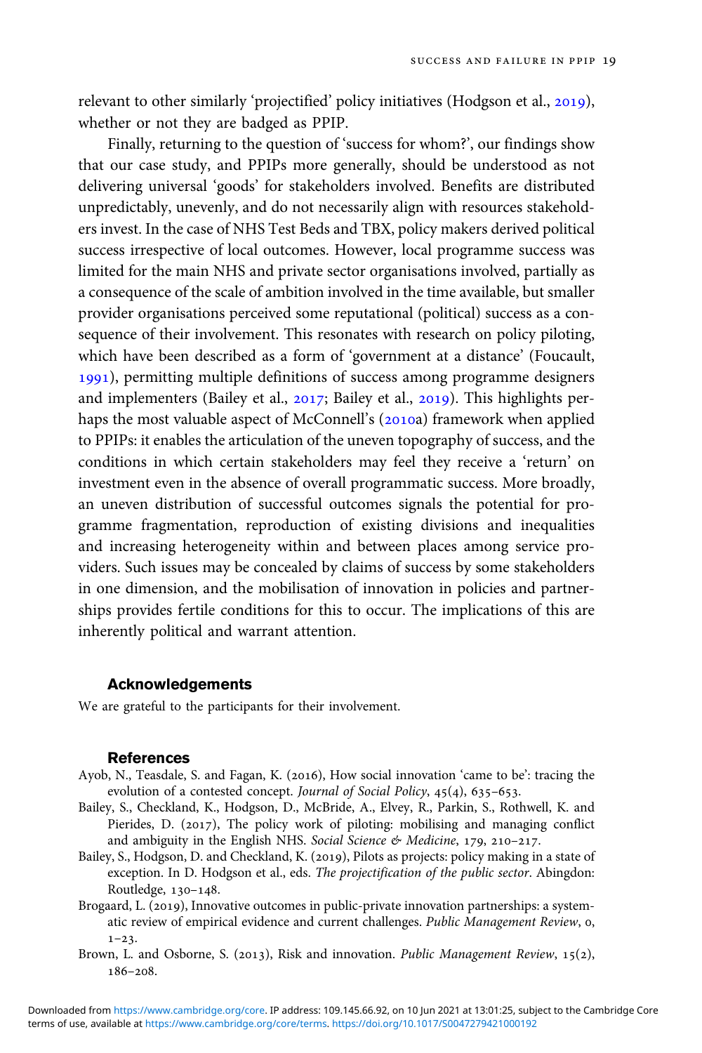relevant to other similarly 'projectified' policy initiatives (Hodgson et al., 2019), whether or not they are badged as PPIP.

Finally, returning to the question of 'success for whom?', our findings show that our case study, and PPIPs more generally, should be understood as not delivering universal 'goods' for stakeholders involved. Benefits are distributed unpredictably, unevenly, and do not necessarily align with resources stakeholders invest. In the case of NHS Test Beds and TBX, policy makers derived political success irrespective of local outcomes. However, local programme success was limited for the main NHS and private sector organisations involved, partially as a consequence of the scale of ambition involved in the time available, but smaller provider organisations perceived some reputational (political) success as a consequence of their involvement. This resonates with research on policy piloting, which have been described as a form of 'government at a distance' (Foucault, 1991), permitting multiple definitions of success among programme designers and implementers (Bailey et al., 2017; Bailey et al., 2019). This highlights perhaps the most valuable aspect of McConnell's (2010a) framework when applied to PPIPs: it enables the articulation of the uneven topography of success, and the conditions in which certain stakeholders may feel they receive a 'return' on investment even in the absence of overall programmatic success. More broadly, an uneven distribution of successful outcomes signals the potential for programme fragmentation, reproduction of existing divisions and inequalities and increasing heterogeneity within and between places among service providers. Such issues may be concealed by claims of success by some stakeholders in one dimension, and the mobilisation of innovation in policies and partnerships provides fertile conditions for this to occur. The implications of this are inherently political and warrant attention.

## Acknowledgements

We are grateful to the participants for their involvement.

## References

Ayob, N., Teasdale, S. and Fagan, K. (2016), How social innovation 'came to be': tracing the evolution of a contested concept. *Journal of Social Policy*, 45(4), 635–653.

Bailey, S., Checkland, K., Hodgson, D., McBride, A., Elvey, R., Parkin, S., Rothwell, K. and Pierides, D. (2017), The policy work of piloting: mobilising and managing conflict and ambiguity in the English NHS. *Social Science & Medicine*, 179, 210–217.

Bailey, S., Hodgson, D. and Checkland, K. (2019), Pilots as projects: policy making in a state of exception. In D. Hodgson et al., eds. *The projectification of the public sector*. Abingdon: Routledge, 130–148.

Brogaard, L. (2019), Innovative outcomes in public-private innovation partnerships: a systematic review of empirical evidence and current challenges. *Public Management Review*, 0, 1–23.

Brown, L. and Osborne, S. (2013), Risk and innovation. *Public Management Review*, 15(2), 186–208.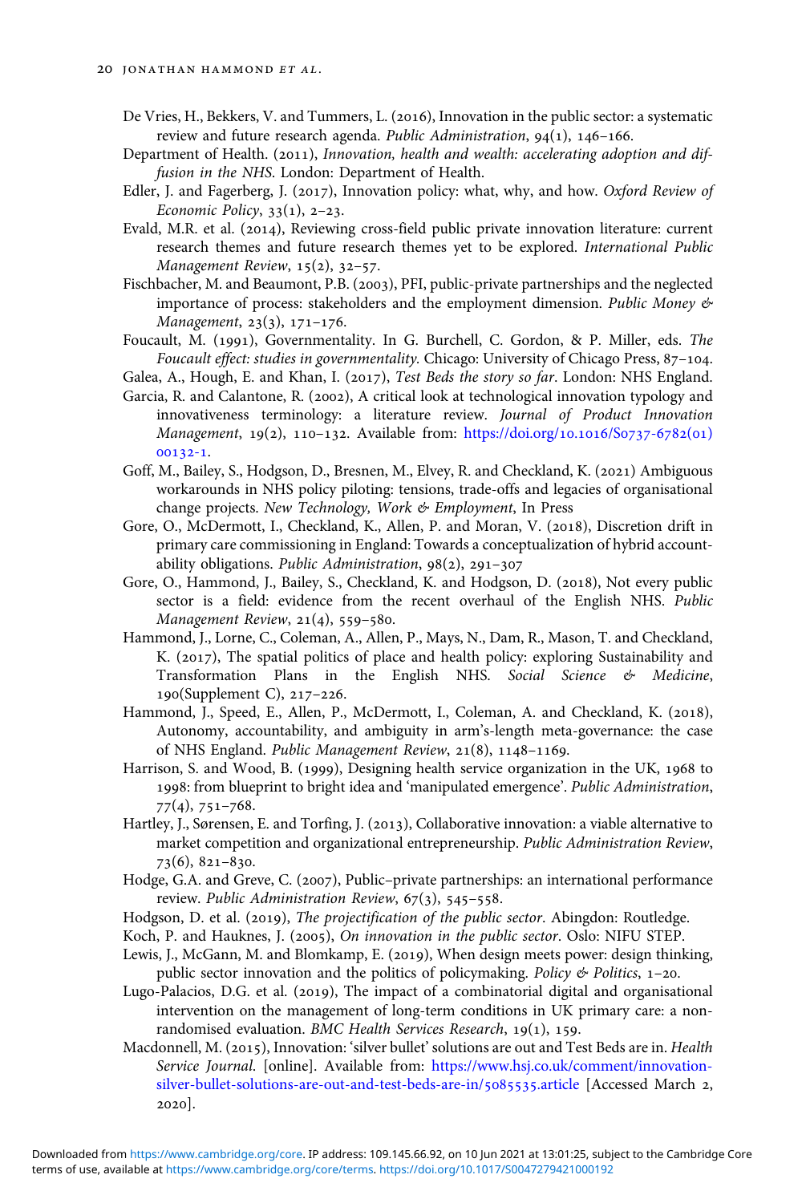De Vries, H., Bekkers, V. and Tummers, L. (2016), Innovation in the public sector: a systematic review and future research agenda. *Public Administration*, 94(1), 146–166.

Department of Health. (2011), *Innovation, health and wealth: accelerating adoption and diffusion in the NHS*. London: Department of Health.

Edler, J. and Fagerberg, J. (2017), Innovation policy: what, why, and how. *Oxford Review of Economic Policy*, 33(1), 2–23.

Evald, M.R. et al. (2014), Reviewing cross-field public private innovation literature: current research themes and future research themes yet to be explored. *International Public Management Review*, 15(2), 32–57.

Fischbacher, M. and Beaumont, P.B. (2003), PFI, public-private partnerships and the neglected importance of process: stakeholders and the employment dimension. *Public Money & Management*, 23(3), 171–176.

Foucault, M. (1991), Governmentality. In G. Burchell, C. Gordon, & P. Miller, eds. *The Foucault effect: studies in governmentality*. Chicago: University of Chicago Press, 87–104.

Galea, A., Hough, E. and Khan, I. (2017), *Test Beds the story so far*. London: NHS England.

Garcia, R. and Calantone, R. (2002), A critical look at technological innovation typology and innovativeness terminology: a literature review. *Journal of Product Innovation Management*, 19(2), 110–132. Available from: https://doi.org/10.1016/S0737-6782(01)00132-1.

Goff, M., Bailey, S., Hodgson, D., Bresnen, M., Elvey, R. and Checkland, K. (2021) Ambiguous workarounds in NHS policy piloting: tensions, trade-offs and legacies of organisational change projects. *New Technology, Work & Employment*, In Press

Gore, O., McDermott, I., Checkland, K., Allen, P. and Moran, V. (2018), Discretion drift in primary care commissioning in England: Towards a conceptualization of hybrid accountability obligations. *Public Administration*, 98(2), 291–307

Gore, O., Hammond, J., Bailey, S., Checkland, K. and Hodgson, D. (2018), Not every public sector is a field: evidence from the recent overhaul of the English NHS. *Public Management Review*, 21(4), 559–580.

Hammond, J., Lorne, C., Coleman, A., Allen, P., Mays, N., Dam, R., Mason, T. and Checkland, K. (2017), The spatial politics of place and health policy: exploring Sustainability and Transformation Plans in the English NHS. *Social Science & Medicine*, 190(Supplement C), 217–226.

Hammond, J., Speed, E., Allen, P., McDermott, I., Coleman, A. and Checkland, K. (2018), Autonomy, accountability, and ambiguity in arm's-length meta-governance: the case of NHS England. *Public Management Review*, 21(8), 1148–1169.

Harrison, S. and Wood, B. (1999), Designing health service organization in the UK, 1968 to 1998: from blueprint to bright idea and 'manipulated emergence'. *Public Administration*, 77(4), 751–768.

Hartley, J., Sørensen, E. and Torfing, J. (2013), Collaborative innovation: a viable alternative to market competition and organizational entrepreneurship. *Public Administration Review*, 73(6), 821–830.

Hodge, G.A. and Greve, C. (2007), Public–private partnerships: an international performance review. *Public Administration Review*, 67(3), 545–558.

Hodgson, D. et al. (2019), *The projectification of the public sector*. Abingdon: Routledge.

Koch, P. and Hauknes, J. (2005), *On innovation in the public sector*. Oslo: NIFU STEP.

Lewis, J., McGann, M. and Blomkamp, E. (2019), When design meets power: design thinking, public sector innovation and the politics of policymaking. *Policy & Politics*, 1–20.

Lugo-Palacios, D.G. et al. (2019), The impact of a combinatorial digital and organisational intervention on the management of long-term conditions in UK primary care: a non-randomised evaluation. *BMC Health Services Research*, 19(1), 159.

Macdonnell, M. (2015), Innovation: 'silver bullet' solutions are out and Test Beds are in. *Health Service Journal*. [online]. Available from: https://www.hsj.co.uk/comment/innovation-silver-bullet-solutions-are-out-and-test-beds-are-in/5085535.article [Accessed March 2, 2020].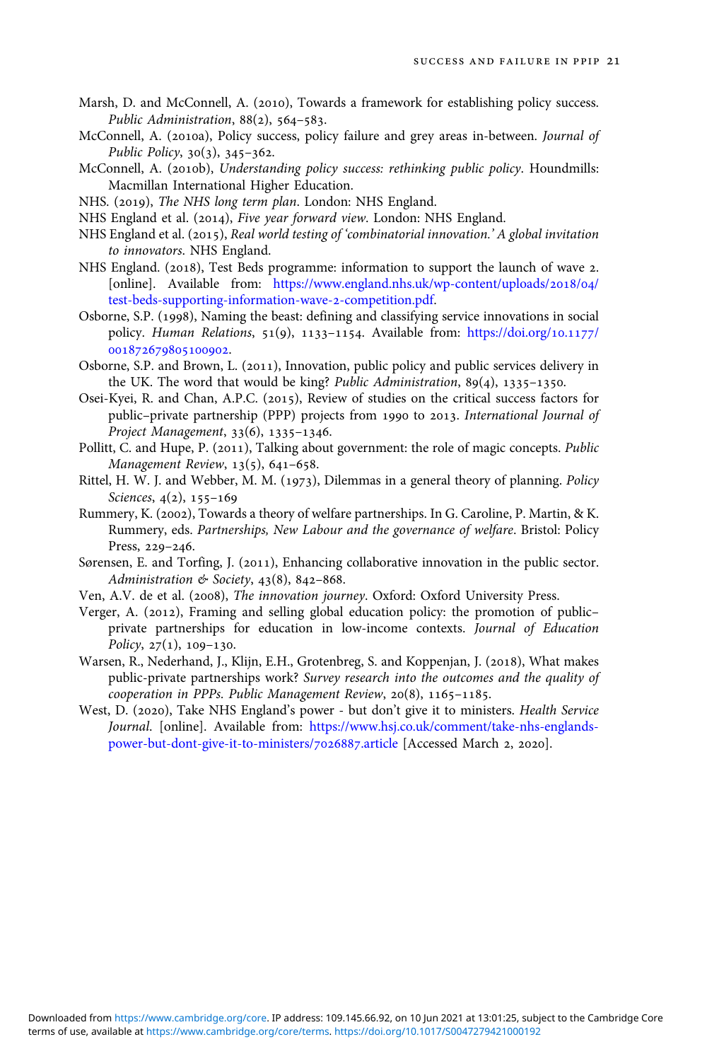Marsh, D. and McConnell, A. (2010), Towards a framework for establishing policy success. *Public Administration*, 88(2), 564–583.

McConnell, A. (2010a), Policy success, policy failure and grey areas in-between. *Journal of Public Policy*, 30(3), 345–362.

McConnell, A. (2010b), *Understanding policy success: rethinking public policy*. Houndmills: Macmillan International Higher Education.

NHS. (2019), *The NHS long term plan*. London: NHS England.

NHS England et al. (2014), *Five year forward view*. London: NHS England.

NHS England et al. (2015), *Real world testing of 'combinatorial innovation.' A global invitation to innovators*. NHS England.

NHS England. (2018), Test Beds programme: information to support the launch of wave 2. [online]. Available from: https://www.england.nhs.uk/wp-content/uploads/2018/04/test-beds-supporting-information-wave-2-competition.pdf.

Osborne, S.P. (1998), Naming the beast: defining and classifying service innovations in social policy. *Human Relations*, 51(9), 1133–1154. Available from: https://doi.org/10.1177/001872679805100902.

Osborne, S.P. and Brown, L. (2011), Innovation, public policy and public services delivery in the UK. The word that would be king? *Public Administration*, 89(4), 1335–1350.

Osei-Kyei, R. and Chan, A.P.C. (2015), Review of studies on the critical success factors for public–private partnership (PPP) projects from 1990 to 2013. *International Journal of Project Management*, 33(6), 1335–1346.

Pollitt, C. and Hupe, P. (2011), Talking about government: the role of magic concepts. *Public Management Review*, 13(5), 641–658.

Rittel, H. W. J. and Webber, M. M. (1973), Dilemmas in a general theory of planning. *Policy Sciences*, 4(2), 155–169

Rummery, K. (2002), Towards a theory of welfare partnerships. In G. Caroline, P. Martin, & K. Rummery, eds. *Partnerships, New Labour and the governance of welfare*. Bristol: Policy Press, 229–246.

Sørensen, E. and Torfing, J. (2011), Enhancing collaborative innovation in the public sector. *Administration & Society*, 43(8), 842–868.

Ven, A.V. de et al. (2008), *The innovation journey*. Oxford: Oxford University Press.

Verger, A. (2012), Framing and selling global education policy: the promotion of public–private partnerships for education in low-income contexts. *Journal of Education Policy*, 27(1), 109–130.

Warsen, R., Nederhand, J., Klijn, E.H., Grotenbreg, S. and Koppenjan, J. (2018), What makes public-private partnerships work? *Survey research into the outcomes and the quality of cooperation in PPPs. Public Management Review*, 20(8), 1165–1185.

West, D. (2020), Take NHS England's power - but don't give it to ministers. *Health Service Journal*. [online]. Available from: https://www.hsj.co.uk/comment/take-nhs-englands-power-but-dont-give-it-to-ministers/7026887.article [Accessed March 2, 2020].